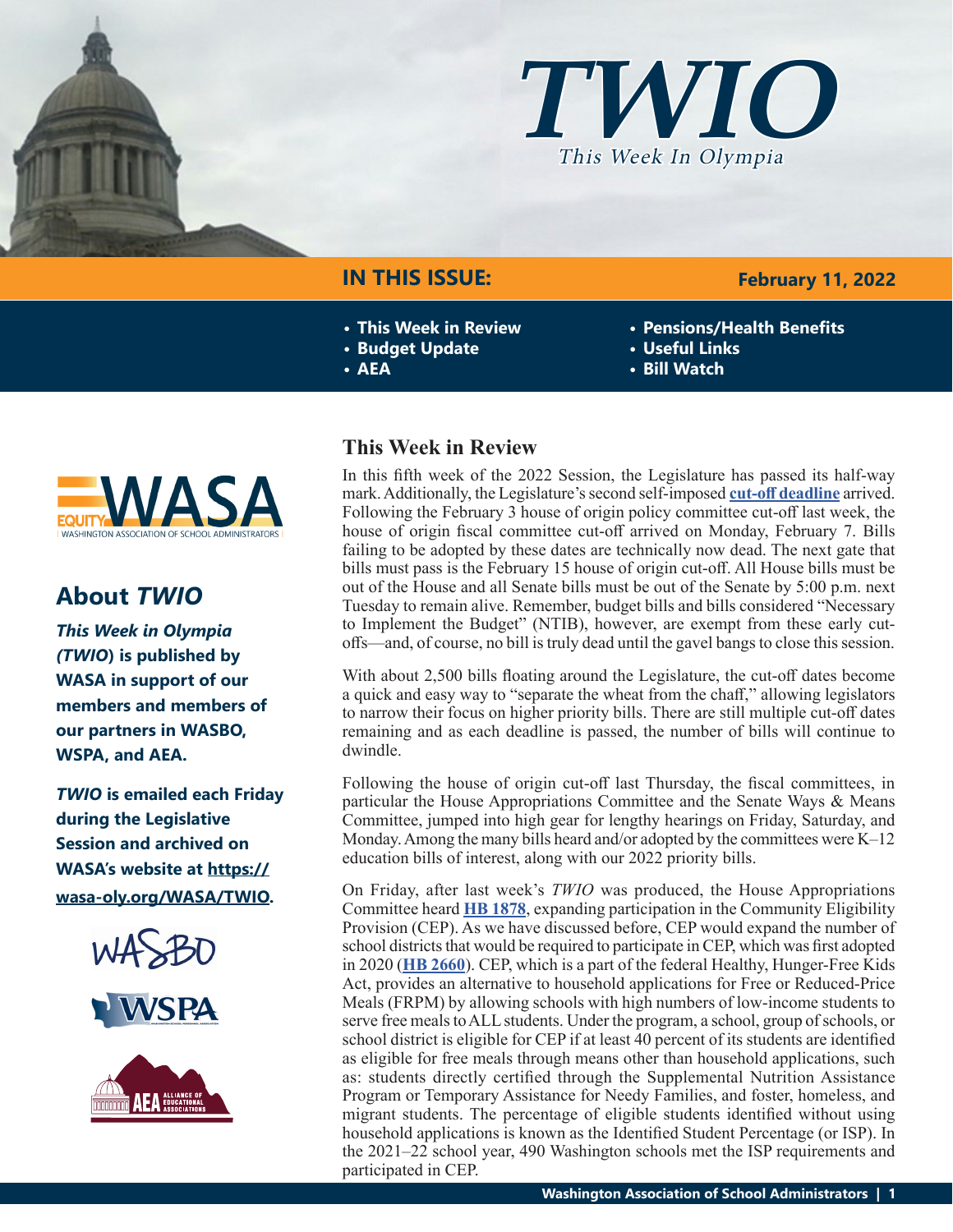# TWIO

*This Week In Olympia*

**IN THIS ISSUE:** **February 11, 2022**

- **This Week in Review**
- **Budget Update**
- **AEA**
- **Pensions/Health Benefits**
- **Useful Links**
- **Bill Watch**

## About *TWIO*

***This Week in Olympia (TWIO)* is published by WASA in support of our members and members of our partners in WASBO, WSPA, and AEA.**

***TWIO* is emailed each Friday during the Legislative Session and archived on WASA's website at https://wasa-oly.org/WASA/TWIO.**

## This Week in Review

In this fifth week of the 2022 Session, the Legislature has passed its half-way mark. Additionally, the Legislature's second self-imposed **cut-off deadline** arrived. Following the February 3 house of origin policy committee cut-off last week, the house of origin fiscal committee cut-off arrived on Monday, February 7. Bills failing to be adopted by these dates are technically now dead. The next gate that bills must pass is the February 15 house of origin cut-off. All House bills must be out of the House and all Senate bills must be out of the Senate by 5:00 p.m. next Tuesday to remain alive. Remember, budget bills and bills considered "Necessary to Implement the Budget" (NTIB), however, are exempt from these early cut-offs—and, of course, no bill is truly dead until the gavel bangs to close this session.

With about 2,500 bills floating around the Legislature, the cut-off dates become a quick and easy way to "separate the wheat from the chaff," allowing legislators to narrow their focus on higher priority bills. There are still multiple cut-off dates remaining and as each deadline is passed, the number of bills will continue to dwindle.

Following the house of origin cut-off last Thursday, the fiscal committees, in particular the House Appropriations Committee and the Senate Ways & Means Committee, jumped into high gear for lengthy hearings on Friday, Saturday, and Monday. Among the many bills heard and/or adopted by the committees were K–12 education bills of interest, along with our 2022 priority bills.

On Friday, after last week's *TWIO* was produced, the House Appropriations Committee heard **HB 1878**, expanding participation in the Community Eligibility Provision (CEP). As we have discussed before, CEP would expand the number of school districts that would be required to participate in CEP, which was first adopted in 2020 (**HB 2660**). CEP, which is a part of the federal Healthy, Hunger-Free Kids Act, provides an alternative to household applications for Free or Reduced-Price Meals (FRPM) by allowing schools with high numbers of low-income students to serve free meals to ALL students. Under the program, a school, group of schools, or school district is eligible for CEP if at least 40 percent of its students are identified as eligible for free meals through means other than household applications, such as: students directly certified through the Supplemental Nutrition Assistance Program or Temporary Assistance for Needy Families, and foster, homeless, and migrant students. The percentage of eligible students identified without using household applications is known as the Identified Student Percentage (or ISP). In the 2021–22 school year, 490 Washington schools met the ISP requirements and participated in CEP.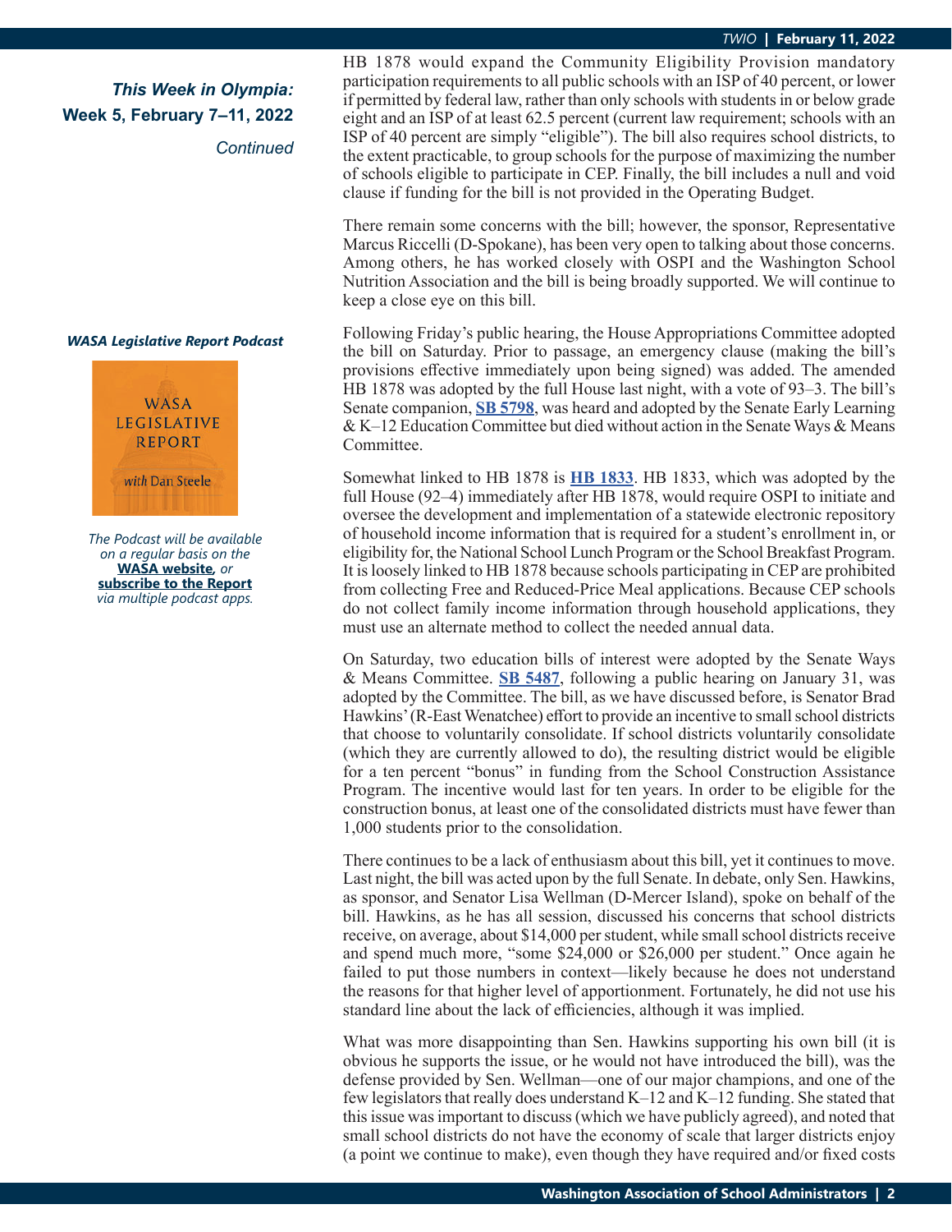*This Week in Olympia:*
**Week 5, February 7–11, 2022**
*Continued*

HB 1878 would expand the Community Eligibility Provision mandatory participation requirements to all public schools with an ISP of 40 percent, or lower if permitted by federal law, rather than only schools with students in or below grade eight and an ISP of at least 62.5 percent (current law requirement; schools with an ISP of 40 percent are simply "eligible"). The bill also requires school districts, to the extent practicable, to group schools for the purpose of maximizing the number of schools eligible to participate in CEP. Finally, the bill includes a null and void clause if funding for the bill is not provided in the Operating Budget.

There remain some concerns with the bill; however, the sponsor, Representative Marcus Riccelli (D-Spokane), has been very open to talking about those concerns. Among others, he has worked closely with OSPI and the Washington School Nutrition Association and the bill is being broadly supported. We will continue to keep a close eye on this bill.

Following Friday's public hearing, the House Appropriations Committee adopted the bill on Saturday. Prior to passage, an emergency clause (making the bill's provisions effective immediately upon being signed) was added. The amended HB 1878 was adopted by the full House last night, with a vote of 93–3. The bill's Senate companion, **SB 5798**, was heard and adopted by the Senate Early Learning & K–12 Education Committee but died without action in the Senate Ways & Means Committee.

Somewhat linked to HB 1878 is **HB 1833**. HB 1833, which was adopted by the full House (92–4) immediately after HB 1878, would require OSPI to initiate and oversee the development and implementation of a statewide electronic repository of household income information that is required for a student's enrollment in, or eligibility for, the National School Lunch Program or the School Breakfast Program. It is loosely linked to HB 1878 because schools participating in CEP are prohibited from collecting Free and Reduced-Price Meal applications. Because CEP schools do not collect family income information through household applications, they must use an alternate method to collect the needed annual data.

On Saturday, two education bills of interest were adopted by the Senate Ways & Means Committee. **SB 5487**, following a public hearing on January 31, was adopted by the Committee. The bill, as we have discussed before, is Senator Brad Hawkins' (R-East Wenatchee) effort to provide an incentive to small school districts that choose to voluntarily consolidate. If school districts voluntarily consolidate (which they are currently allowed to do), the resulting district would be eligible for a ten percent "bonus" in funding from the School Construction Assistance Program. The incentive would last for ten years. In order to be eligible for the construction bonus, at least one of the consolidated districts must have fewer than 1,000 students prior to the consolidation.

There continues to be a lack of enthusiasm about this bill, yet it continues to move. Last night, the bill was acted upon by the full Senate. In debate, only Sen. Hawkins, as sponsor, and Senator Lisa Wellman (D-Mercer Island), spoke on behalf of the bill. Hawkins, as he has all session, discussed his concerns that school districts receive, on average, about $14,000 per student, while small school districts receive and spend much more, "some $24,000 or $26,000 per student." Once again he failed to put those numbers in context—likely because he does not understand the reasons for that higher level of apportionment. Fortunately, he did not use his standard line about the lack of efficiencies, although it was implied.

What was more disappointing than Sen. Hawkins supporting his own bill (it is obvious he supports the issue, or he would not have introduced the bill), was the defense provided by Sen. Wellman—one of our major champions, and one of the few legislators that really does understand K–12 and K–12 funding. She stated that this issue was important to discuss (which we have publicly agreed), and noted that small school districts do not have the economy of scale that larger districts enjoy (a point we continue to make), even though they have required and/or fixed costs

***WASA Legislative Report Podcast***

WASA LEGISLATIVE REPORT *with Dan Steele*

*The Podcast will be available on a regular basis on the* **WASA website***, or* **subscribe to the Report** *via multiple podcast apps.*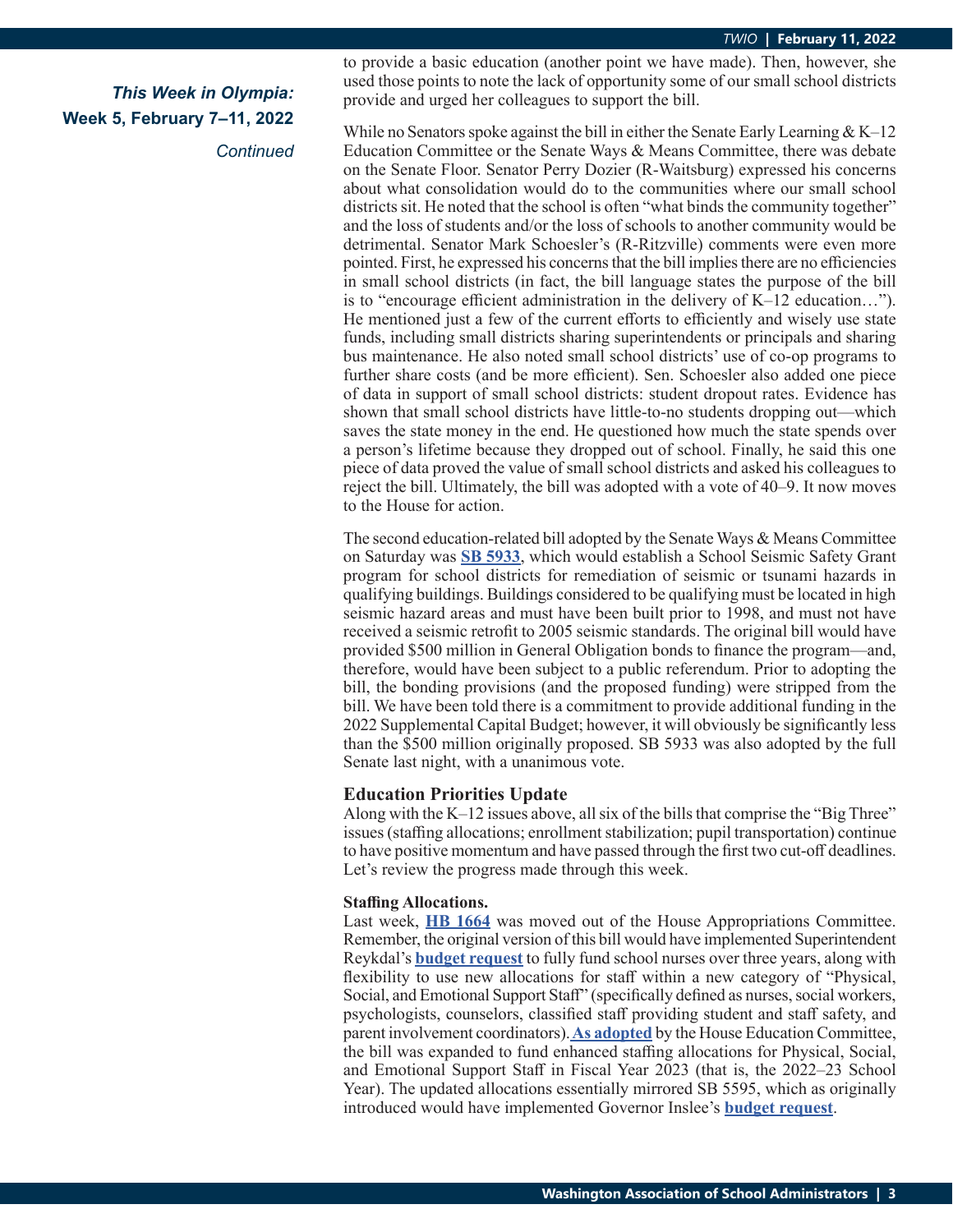*This Week in Olympia:*
**Week 5, February 7–11, 2022**
*Continued*

to provide a basic education (another point we have made). Then, however, she used those points to note the lack of opportunity some of our small school districts provide and urged her colleagues to support the bill.

While no Senators spoke against the bill in either the Senate Early Learning & K–12 Education Committee or the Senate Ways & Means Committee, there was debate on the Senate Floor. Senator Perry Dozier (R-Waitsburg) expressed his concerns about what consolidation would do to the communities where our small school districts sit. He noted that the school is often "what binds the community together" and the loss of students and/or the loss of schools to another community would be detrimental. Senator Mark Schoesler's (R-Ritzville) comments were even more pointed. First, he expressed his concerns that the bill implies there are no efficiencies in small school districts (in fact, the bill language states the purpose of the bill is to "encourage efficient administration in the delivery of K–12 education…"). He mentioned just a few of the current efforts to efficiently and wisely use state funds, including small districts sharing superintendents or principals and sharing bus maintenance. He also noted small school districts' use of co-op programs to further share costs (and be more efficient). Sen. Schoesler also added one piece of data in support of small school districts: student dropout rates. Evidence has shown that small school districts have little-to-no students dropping out—which saves the state money in the end. He questioned how much the state spends over a person's lifetime because they dropped out of school. Finally, he said this one piece of data proved the value of small school districts and asked his colleagues to reject the bill. Ultimately, the bill was adopted with a vote of 40–9. It now moves to the House for action.

The second education-related bill adopted by the Senate Ways & Means Committee on Saturday was **SB 5933**, which would establish a School Seismic Safety Grant program for school districts for remediation of seismic or tsunami hazards in qualifying buildings. Buildings considered to be qualifying must be located in high seismic hazard areas and must have been built prior to 1998, and must not have received a seismic retrofit to 2005 seismic standards. The original bill would have provided $500 million in General Obligation bonds to finance the program—and, therefore, would have been subject to a public referendum. Prior to adopting the bill, the bonding provisions (and the proposed funding) were stripped from the bill. We have been told there is a commitment to provide additional funding in the 2022 Supplemental Capital Budget; however, it will obviously be significantly less than the $500 million originally proposed. SB 5933 was also adopted by the full Senate last night, with a unanimous vote.

### Education Priorities Update

Along with the K–12 issues above, all six of the bills that comprise the "Big Three" issues (staffing allocations; enrollment stabilization; pupil transportation) continue to have positive momentum and have passed through the first two cut-off deadlines. Let's review the progress made through this week.

**Staffing Allocations.**

Last week, **HB 1664** was moved out of the House Appropriations Committee. Remember, the original version of this bill would have implemented Superintendent Reykdal's **budget request** to fully fund school nurses over three years, along with flexibility to use new allocations for staff within a new category of "Physical, Social, and Emotional Support Staff" (specifically defined as nurses, social workers, psychologists, counselors, classified staff providing student and staff safety, and parent involvement coordinators). **As adopted** by the House Education Committee, the bill was expanded to fund enhanced staffing allocations for Physical, Social, and Emotional Support Staff in Fiscal Year 2023 (that is, the 2022–23 School Year). The updated allocations essentially mirrored SB 5595, which as originally introduced would have implemented Governor Inslee's **budget request**.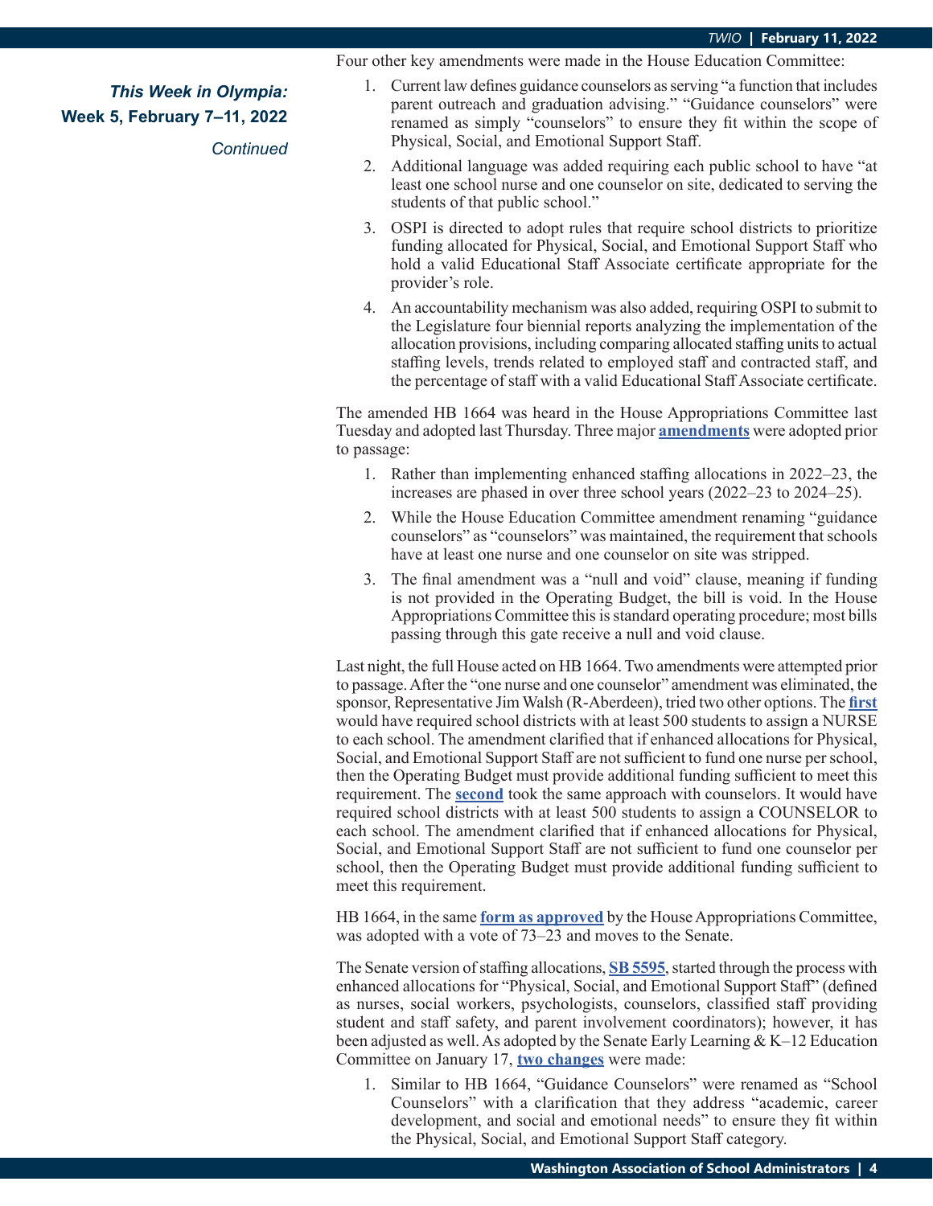*This Week in Olympia:*
**Week 5, February 7–11, 2022**
*Continued*

Four other key amendments were made in the House Education Committee:

1. Current law defines guidance counselors as serving "a function that includes parent outreach and graduation advising." "Guidance counselors" were renamed as simply "counselors" to ensure they fit within the scope of Physical, Social, and Emotional Support Staff.
2. Additional language was added requiring each public school to have "at least one school nurse and one counselor on site, dedicated to serving the students of that public school."
3. OSPI is directed to adopt rules that require school districts to prioritize funding allocated for Physical, Social, and Emotional Support Staff who hold a valid Educational Staff Associate certificate appropriate for the provider's role.
4. An accountability mechanism was also added, requiring OSPI to submit to the Legislature four biennial reports analyzing the implementation of the allocation provisions, including comparing allocated staffing units to actual staffing levels, trends related to employed staff and contracted staff, and the percentage of staff with a valid Educational Staff Associate certificate.

The amended HB 1664 was heard in the House Appropriations Committee last Tuesday and adopted last Thursday. Three major **amendments** were adopted prior to passage:

1. Rather than implementing enhanced staffing allocations in 2022–23, the increases are phased in over three school years (2022–23 to 2024–25).
2. While the House Education Committee amendment renaming "guidance counselors" as "counselors" was maintained, the requirement that schools have at least one nurse and one counselor on site was stripped.
3. The final amendment was a "null and void" clause, meaning if funding is not provided in the Operating Budget, the bill is void. In the House Appropriations Committee this is standard operating procedure; most bills passing through this gate receive a null and void clause.

Last night, the full House acted on HB 1664. Two amendments were attempted prior to passage. After the "one nurse and one counselor" amendment was eliminated, the sponsor, Representative Jim Walsh (R-Aberdeen), tried two other options. The **first** would have required school districts with at least 500 students to assign a NURSE to each school. The amendment clarified that if enhanced allocations for Physical, Social, and Emotional Support Staff are not sufficient to fund one nurse per school, then the Operating Budget must provide additional funding sufficient to meet this requirement. The **second** took the same approach with counselors. It would have required school districts with at least 500 students to assign a COUNSELOR to each school. The amendment clarified that if enhanced allocations for Physical, Social, and Emotional Support Staff are not sufficient to fund one counselor per school, then the Operating Budget must provide additional funding sufficient to meet this requirement.

HB 1664, in the same **form as approved** by the House Appropriations Committee, was adopted with a vote of 73–23 and moves to the Senate.

The Senate version of staffing allocations, **SB 5595**, started through the process with enhanced allocations for "Physical, Social, and Emotional Support Staff" (defined as nurses, social workers, psychologists, counselors, classified staff providing student and staff safety, and parent involvement coordinators); however, it has been adjusted as well. As adopted by the Senate Early Learning & K–12 Education Committee on January 17, **two changes** were made:

1. Similar to HB 1664, "Guidance Counselors" were renamed as "School Counselors" with a clarification that they address "academic, career development, and social and emotional needs" to ensure they fit within the Physical, Social, and Emotional Support Staff category.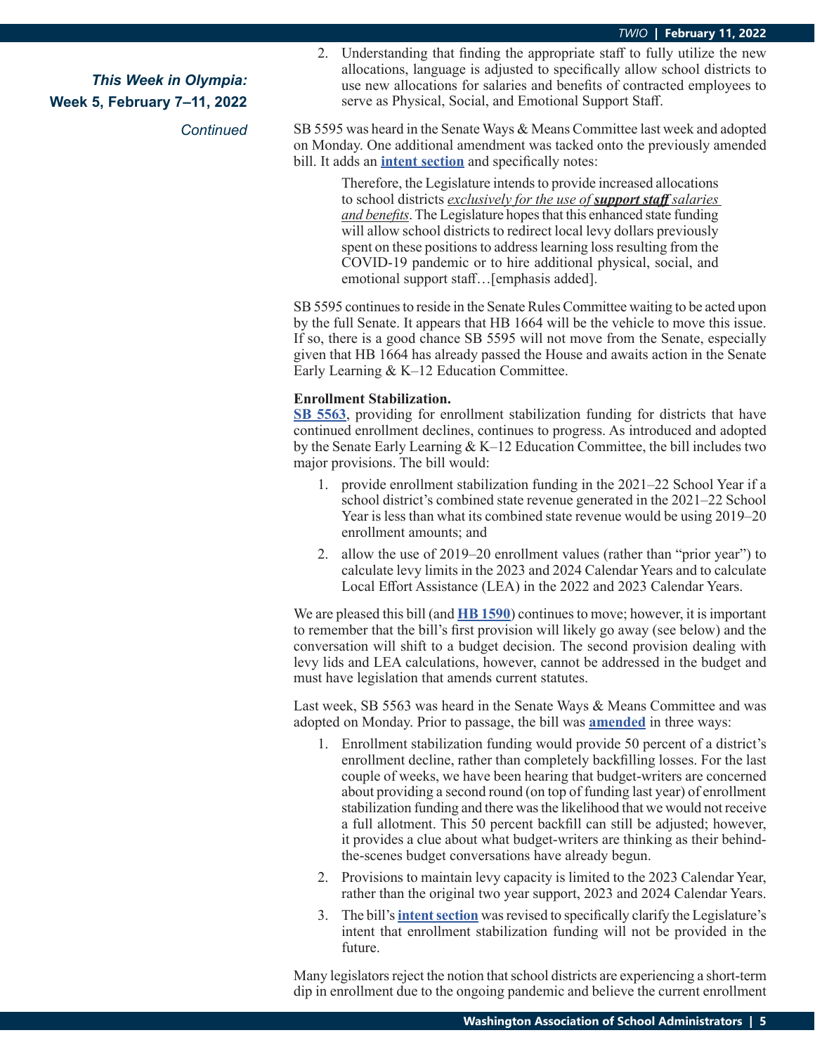*This Week in Olympia:*
**Week 5, February 7–11, 2022**

*Continued*

2. Understanding that finding the appropriate staff to fully utilize the new allocations, language is adjusted to specifically allow school districts to use new allocations for salaries and benefits of contracted employees to serve as Physical, Social, and Emotional Support Staff.

SB 5595 was heard in the Senate Ways & Means Committee last week and adopted on Monday. One additional amendment was tacked onto the previously amended bill. It adds an **intent section** and specifically notes:

> Therefore, the Legislature intends to provide increased allocations to school districts *exclusively for the use of **support staff** salaries and benefits*. The Legislature hopes that this enhanced state funding will allow school districts to redirect local levy dollars previously spent on these positions to address learning loss resulting from the COVID-19 pandemic or to hire additional physical, social, and emotional support staff…[emphasis added].

SB 5595 continues to reside in the Senate Rules Committee waiting to be acted upon by the full Senate. It appears that HB 1664 will be the vehicle to move this issue. If so, there is a good chance SB 5595 will not move from the Senate, especially given that HB 1664 has already passed the House and awaits action in the Senate Early Learning & K–12 Education Committee.

**Enrollment Stabilization.**
**SB 5563**, providing for enrollment stabilization funding for districts that have continued enrollment declines, continues to progress. As introduced and adopted by the Senate Early Learning & K–12 Education Committee, the bill includes two major provisions. The bill would:

1. provide enrollment stabilization funding in the 2021–22 School Year if a school district's combined state revenue generated in the 2021–22 School Year is less than what its combined state revenue would be using 2019–20 enrollment amounts; and
2. allow the use of 2019–20 enrollment values (rather than "prior year") to calculate levy limits in the 2023 and 2024 Calendar Years and to calculate Local Effort Assistance (LEA) in the 2022 and 2023 Calendar Years.

We are pleased this bill (and **HB 1590**) continues to move; however, it is important to remember that the bill's first provision will likely go away (see below) and the conversation will shift to a budget decision. The second provision dealing with levy lids and LEA calculations, however, cannot be addressed in the budget and must have legislation that amends current statutes.

Last week, SB 5563 was heard in the Senate Ways & Means Committee and was adopted on Monday. Prior to passage, the bill was **amended** in three ways:

1. Enrollment stabilization funding would provide 50 percent of a district's enrollment decline, rather than completely backfilling losses. For the last couple of weeks, we have been hearing that budget-writers are concerned about providing a second round (on top of funding last year) of enrollment stabilization funding and there was the likelihood that we would not receive a full allotment. This 50 percent backfill can still be adjusted; however, it provides a clue about what budget-writers are thinking as their behind-the-scenes budget conversations have already begun.
2. Provisions to maintain levy capacity is limited to the 2023 Calendar Year, rather than the original two year support, 2023 and 2024 Calendar Years.
3. The bill's **intent section** was revised to specifically clarify the Legislature's intent that enrollment stabilization funding will not be provided in the future.

Many legislators reject the notion that school districts are experiencing a short-term dip in enrollment due to the ongoing pandemic and believe the current enrollment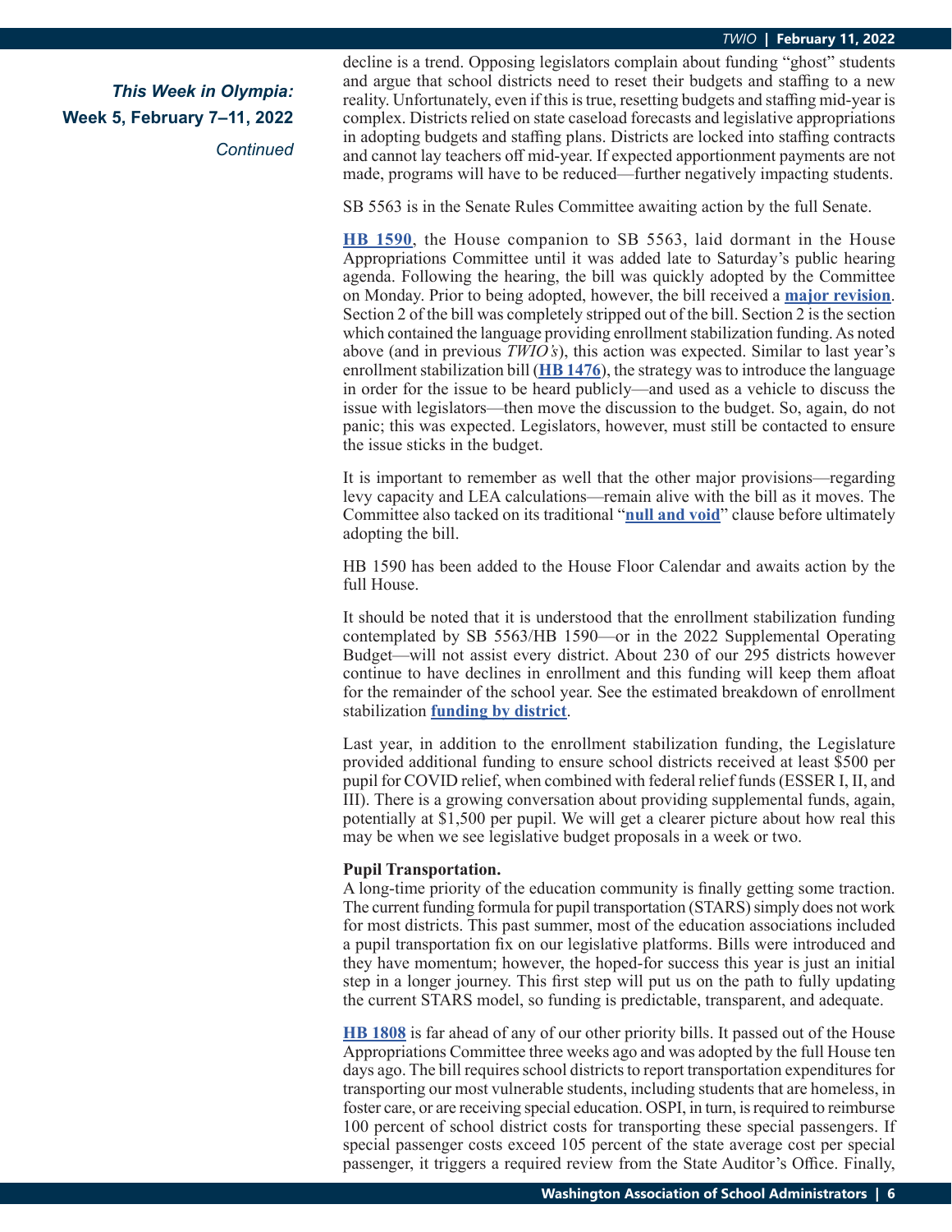decline is a trend. Opposing legislators complain about funding "ghost" students and argue that school districts need to reset their budgets and staffing to a new reality. Unfortunately, even if this is true, resetting budgets and staffing mid-year is complex. Districts relied on state caseload forecasts and legislative appropriations in adopting budgets and staffing plans. Districts are locked into staffing contracts and cannot lay teachers off mid-year. If expected apportionment payments are not made, programs will have to be reduced—further negatively impacting students.

SB 5563 is in the Senate Rules Committee awaiting action by the full Senate.

**HB 1590**, the House companion to SB 5563, laid dormant in the House Appropriations Committee until it was added late to Saturday's public hearing agenda. Following the hearing, the bill was quickly adopted by the Committee on Monday. Prior to being adopted, however, the bill received a **major revision**. Section 2 of the bill was completely stripped out of the bill. Section 2 is the section which contained the language providing enrollment stabilization funding. As noted above (and in previous *TWIO's*), this action was expected. Similar to last year's enrollment stabilization bill (**HB 1476**), the strategy was to introduce the language in order for the issue to be heard publicly—and used as a vehicle to discuss the issue with legislators—then move the discussion to the budget. So, again, do not panic; this was expected. Legislators, however, must still be contacted to ensure the issue sticks in the budget.

It is important to remember as well that the other major provisions—regarding levy capacity and LEA calculations—remain alive with the bill as it moves. The Committee also tacked on its traditional "**null and void**" clause before ultimately adopting the bill.

HB 1590 has been added to the House Floor Calendar and awaits action by the full House.

It should be noted that it is understood that the enrollment stabilization funding contemplated by SB 5563/HB 1590—or in the 2022 Supplemental Operating Budget—will not assist every district. About 230 of our 295 districts however continue to have declines in enrollment and this funding will keep them afloat for the remainder of the school year. See the estimated breakdown of enrollment stabilization **funding by district**.

Last year, in addition to the enrollment stabilization funding, the Legislature provided additional funding to ensure school districts received at least $500 per pupil for COVID relief, when combined with federal relief funds (ESSER I, II, and III). There is a growing conversation about providing supplemental funds, again, potentially at $1,500 per pupil. We will get a clearer picture about how real this may be when we see legislative budget proposals in a week or two.

**Pupil Transportation.**

A long-time priority of the education community is finally getting some traction. The current funding formula for pupil transportation (STARS) simply does not work for most districts. This past summer, most of the education associations included a pupil transportation fix on our legislative platforms. Bills were introduced and they have momentum; however, the hoped-for success this year is just an initial step in a longer journey. This first step will put us on the path to fully updating the current STARS model, so funding is predictable, transparent, and adequate.

**HB 1808** is far ahead of any of our other priority bills. It passed out of the House Appropriations Committee three weeks ago and was adopted by the full House ten days ago. The bill requires school districts to report transportation expenditures for transporting our most vulnerable students, including students that are homeless, in foster care, or are receiving special education. OSPI, in turn, is required to reimburse 100 percent of school district costs for transporting these special passengers. If special passenger costs exceed 105 percent of the state average cost per special passenger, it triggers a required review from the State Auditor's Office. Finally,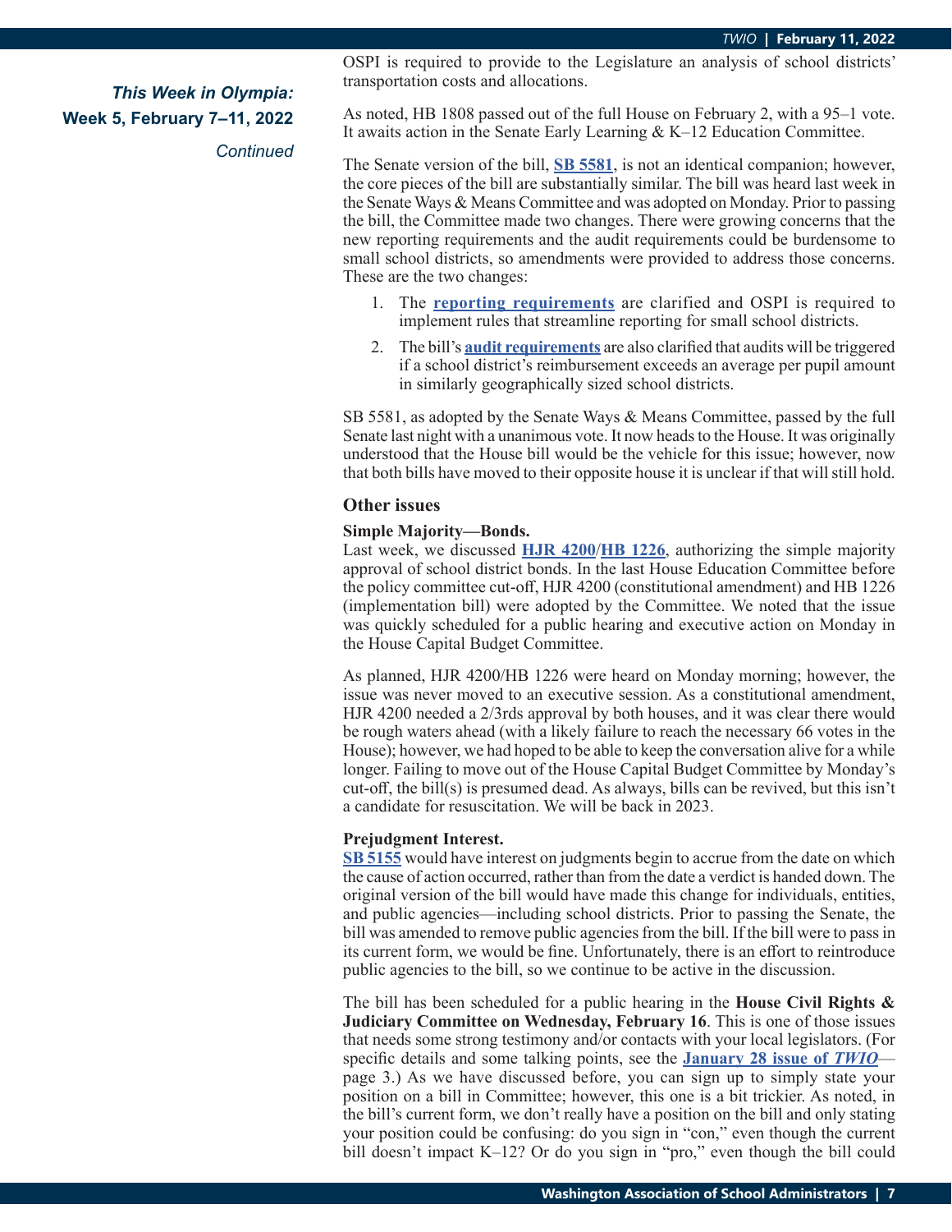*This Week in Olympia:*
**Week 5, February 7–11, 2022**
*Continued*

OSPI is required to provide to the Legislature an analysis of school districts' transportation costs and allocations.

As noted, HB 1808 passed out of the full House on February 2, with a 95–1 vote. It awaits action in the Senate Early Learning & K–12 Education Committee.

The Senate version of the bill, **SB 5581**, is not an identical companion; however, the core pieces of the bill are substantially similar. The bill was heard last week in the Senate Ways & Means Committee and was adopted on Monday. Prior to passing the bill, the Committee made two changes. There were growing concerns that the new reporting requirements and the audit requirements could be burdensome to small school districts, so amendments were provided to address those concerns. These are the two changes:

1. The **reporting requirements** are clarified and OSPI is required to implement rules that streamline reporting for small school districts.
2. The bill's **audit requirements** are also clarified that audits will be triggered if a school district's reimbursement exceeds an average per pupil amount in similarly geographically sized school districts.

SB 5581, as adopted by the Senate Ways & Means Committee, passed by the full Senate last night with a unanimous vote. It now heads to the House. It was originally understood that the House bill would be the vehicle for this issue; however, now that both bills have moved to their opposite house it is unclear if that will still hold.

### Other issues

**Simple Majority—Bonds.**
Last week, we discussed **HJR 4200**/**HB 1226**, authorizing the simple majority approval of school district bonds. In the last House Education Committee before the policy committee cut-off, HJR 4200 (constitutional amendment) and HB 1226 (implementation bill) were adopted by the Committee. We noted that the issue was quickly scheduled for a public hearing and executive action on Monday in the House Capital Budget Committee.

As planned, HJR 4200/HB 1226 were heard on Monday morning; however, the issue was never moved to an executive session. As a constitutional amendment, HJR 4200 needed a 2/3rds approval by both houses, and it was clear there would be rough waters ahead (with a likely failure to reach the necessary 66 votes in the House); however, we had hoped to be able to keep the conversation alive for a while longer. Failing to move out of the House Capital Budget Committee by Monday's cut-off, the bill(s) is presumed dead. As always, bills can be revived, but this isn't a candidate for resuscitation. We will be back in 2023.

**Prejudgment Interest.**
**SB 5155** would have interest on judgments begin to accrue from the date on which the cause of action occurred, rather than from the date a verdict is handed down. The original version of the bill would have made this change for individuals, entities, and public agencies—including school districts. Prior to passing the Senate, the bill was amended to remove public agencies from the bill. If the bill were to pass in its current form, we would be fine. Unfortunately, there is an effort to reintroduce public agencies to the bill, so we continue to be active in the discussion.

The bill has been scheduled for a public hearing in the **House Civil Rights & Judiciary Committee on Wednesday, February 16**. This is one of those issues that needs some strong testimony and/or contacts with your local legislators. (For specific details and some talking points, see the **January 28 issue of *TWIO***—page 3.) As we have discussed before, you can sign up to simply state your position on a bill in Committee; however, this one is a bit trickier. As noted, in the bill's current form, we don't really have a position on the bill and only stating your position could be confusing: do you sign in "con," even though the current bill doesn't impact K–12? Or do you sign in "pro," even though the bill could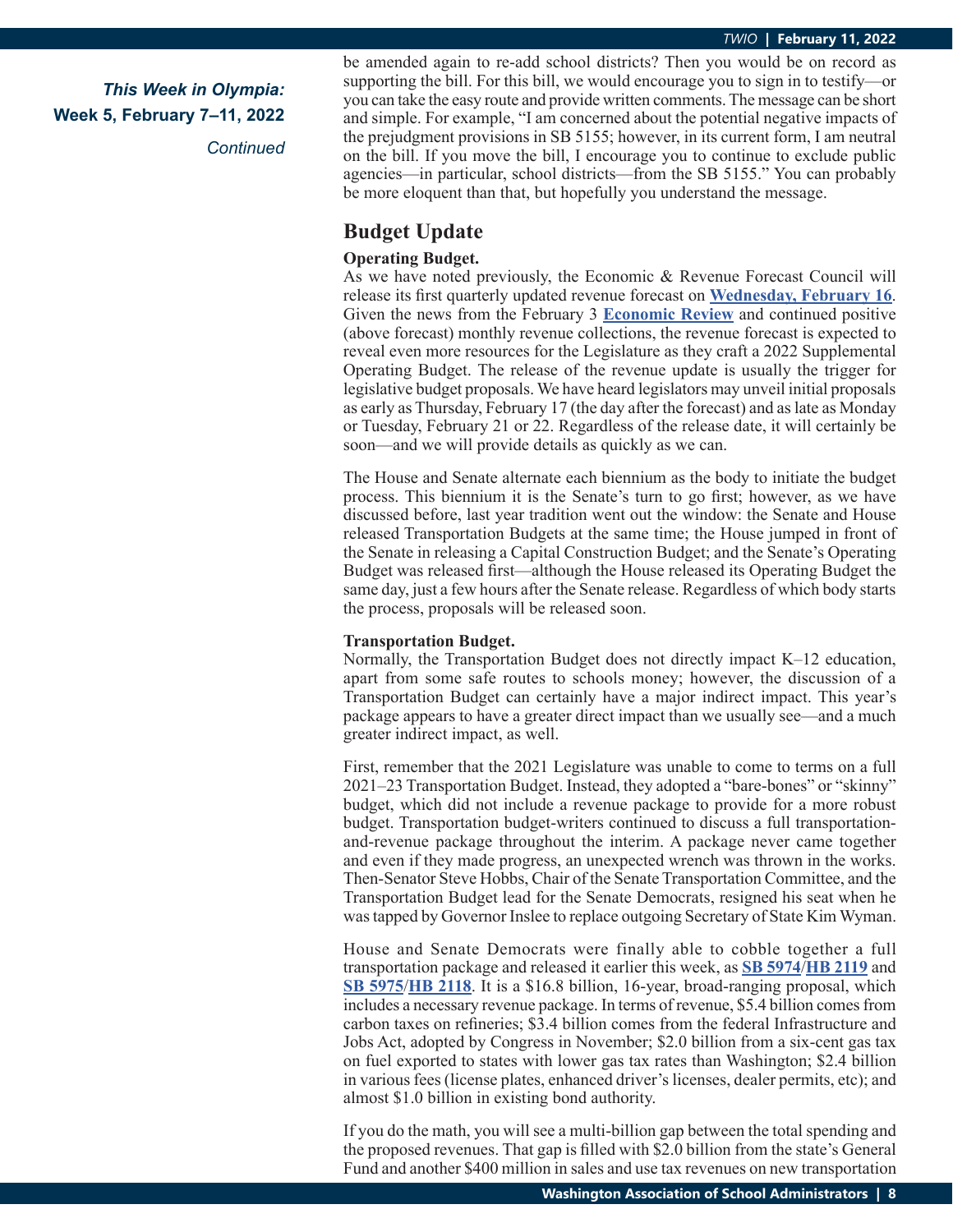*This Week in Olympia:*
**Week 5, February 7–11, 2022**
*Continued*

be amended again to re-add school districts? Then you would be on record as supporting the bill. For this bill, we would encourage you to sign in to testify—or you can take the easy route and provide written comments. The message can be short and simple. For example, "I am concerned about the potential negative impacts of the prejudgment provisions in SB 5155; however, in its current form, I am neutral on the bill. If you move the bill, I encourage you to continue to exclude public agencies—in particular, school districts—from the SB 5155." You can probably be more eloquent than that, but hopefully you understand the message.

## Budget Update

**Operating Budget.**

As we have noted previously, the Economic & Revenue Forecast Council will release its first quarterly updated revenue forecast on **Wednesday, February 16**. Given the news from the February 3 **Economic Review** and continued positive (above forecast) monthly revenue collections, the revenue forecast is expected to reveal even more resources for the Legislature as they craft a 2022 Supplemental Operating Budget. The release of the revenue update is usually the trigger for legislative budget proposals. We have heard legislators may unveil initial proposals as early as Thursday, February 17 (the day after the forecast) and as late as Monday or Tuesday, February 21 or 22. Regardless of the release date, it will certainly be soon—and we will provide details as quickly as we can.

The House and Senate alternate each biennium as the body to initiate the budget process. This biennium it is the Senate's turn to go first; however, as we have discussed before, last year tradition went out the window: the Senate and House released Transportation Budgets at the same time; the House jumped in front of the Senate in releasing a Capital Construction Budget; and the Senate's Operating Budget was released first—although the House released its Operating Budget the same day, just a few hours after the Senate release. Regardless of which body starts the process, proposals will be released soon.

**Transportation Budget.**

Normally, the Transportation Budget does not directly impact K–12 education, apart from some safe routes to schools money; however, the discussion of a Transportation Budget can certainly have a major indirect impact. This year's package appears to have a greater direct impact than we usually see—and a much greater indirect impact, as well.

First, remember that the 2021 Legislature was unable to come to terms on a full 2021–23 Transportation Budget. Instead, they adopted a "bare-bones" or "skinny" budget, which did not include a revenue package to provide for a more robust budget. Transportation budget-writers continued to discuss a full transportation-and-revenue package throughout the interim. A package never came together and even if they made progress, an unexpected wrench was thrown in the works. Then-Senator Steve Hobbs, Chair of the Senate Transportation Committee, and the Transportation Budget lead for the Senate Democrats, resigned his seat when he was tapped by Governor Inslee to replace outgoing Secretary of State Kim Wyman.

House and Senate Democrats were finally able to cobble together a full transportation package and released it earlier this week, as **SB 5974**/**HB 2119** and **SB 5975**/**HB 2118**. It is a $16.8 billion, 16-year, broad-ranging proposal, which includes a necessary revenue package. In terms of revenue, $5.4 billion comes from carbon taxes on refineries; $3.4 billion comes from the federal Infrastructure and Jobs Act, adopted by Congress in November; $2.0 billion from a six-cent gas tax on fuel exported to states with lower gas tax rates than Washington; $2.4 billion in various fees (license plates, enhanced driver's licenses, dealer permits, etc); and almost $1.0 billion in existing bond authority.

If you do the math, you will see a multi-billion gap between the total spending and the proposed revenues. That gap is filled with $2.0 billion from the state's General Fund and another $400 million in sales and use tax revenues on new transportation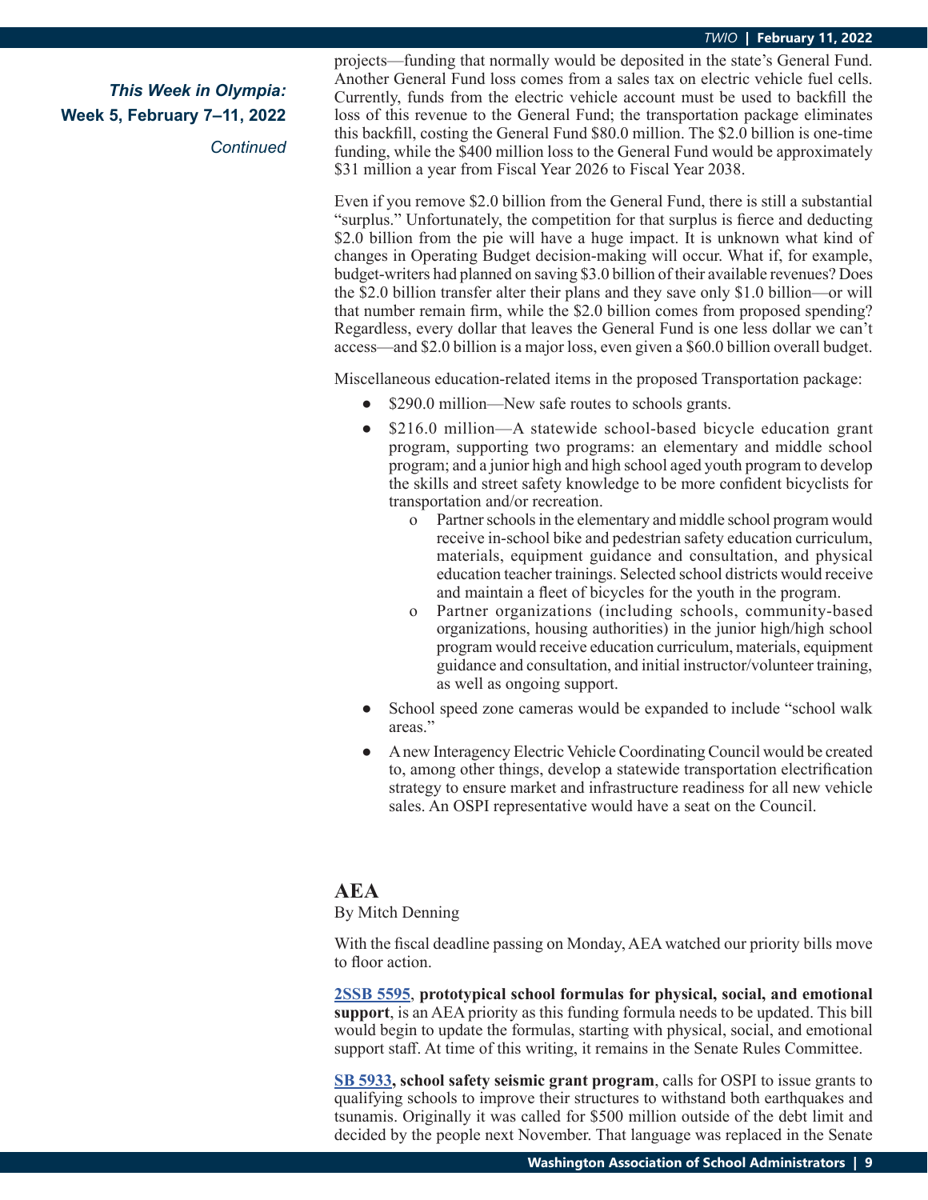*This Week in Olympia:*
**Week 5, February 7–11, 2022**
*Continued*

projects—funding that normally would be deposited in the state's General Fund. Another General Fund loss comes from a sales tax on electric vehicle fuel cells. Currently, funds from the electric vehicle account must be used to backfill the loss of this revenue to the General Fund; the transportation package eliminates this backfill, costing the General Fund $80.0 million. The $2.0 billion is one-time funding, while the $400 million loss to the General Fund would be approximately $31 million a year from Fiscal Year 2026 to Fiscal Year 2038.

Even if you remove $2.0 billion from the General Fund, there is still a substantial "surplus." Unfortunately, the competition for that surplus is fierce and deducting $2.0 billion from the pie will have a huge impact. It is unknown what kind of changes in Operating Budget decision-making will occur. What if, for example, budget-writers had planned on saving $3.0 billion of their available revenues? Does the $2.0 billion transfer alter their plans and they save only $1.0 billion—or will that number remain firm, while the $2.0 billion comes from proposed spending? Regardless, every dollar that leaves the General Fund is one less dollar we can't access—and $2.0 billion is a major loss, even given a $60.0 billion overall budget.

Miscellaneous education-related items in the proposed Transportation package:

- $290.0 million—New safe routes to schools grants.
- $216.0 million—A statewide school-based bicycle education grant program, supporting two programs: an elementary and middle school program; and a junior high and high school aged youth program to develop the skills and street safety knowledge to be more confident bicyclists for transportation and/or recreation.
    - Partner schools in the elementary and middle school program would receive in-school bike and pedestrian safety education curriculum, materials, equipment guidance and consultation, and physical education teacher trainings. Selected school districts would receive and maintain a fleet of bicycles for the youth in the program.
    - Partner organizations (including schools, community-based organizations, housing authorities) in the junior high/high school program would receive education curriculum, materials, equipment guidance and consultation, and initial instructor/volunteer training, as well as ongoing support.
- School speed zone cameras would be expanded to include "school walk areas."
- A new Interagency Electric Vehicle Coordinating Council would be created to, among other things, develop a statewide transportation electrification strategy to ensure market and infrastructure readiness for all new vehicle sales. An OSPI representative would have a seat on the Council.

## AEA

By Mitch Denning

With the fiscal deadline passing on Monday, AEA watched our priority bills move to floor action.

**2SSB 5595, prototypical school formulas for physical, social, and emotional support**, is an AEA priority as this funding formula needs to be updated. This bill would begin to update the formulas, starting with physical, social, and emotional support staff. At time of this writing, it remains in the Senate Rules Committee.

**SB 5933, school safety seismic grant program**, calls for OSPI to issue grants to qualifying schools to improve their structures to withstand both earthquakes and tsunamis. Originally it was called for $500 million outside of the debt limit and decided by the people next November. That language was replaced in the Senate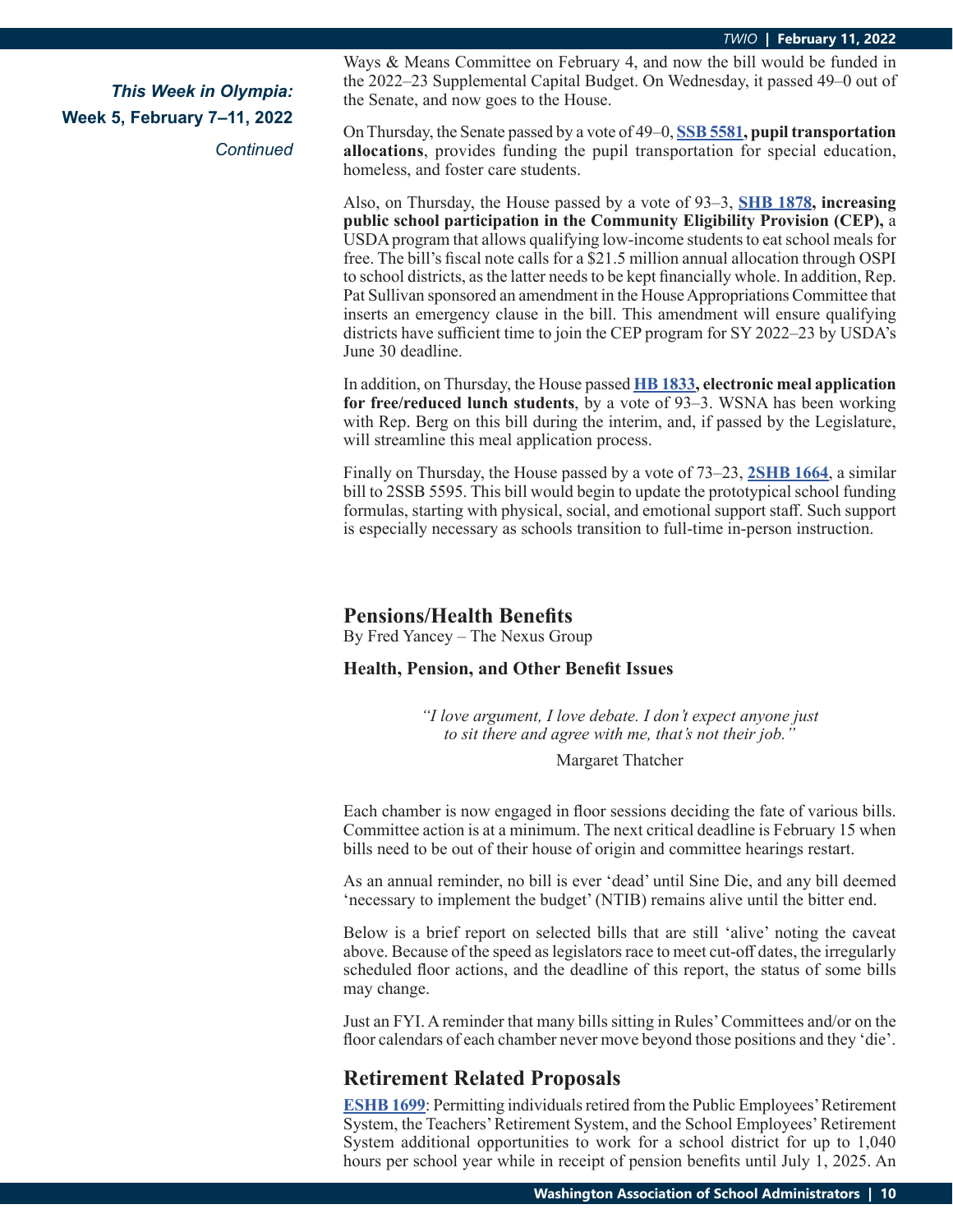*This Week in Olympia:*
**Week 5, February 7–11, 2022**
*Continued*

Ways & Means Committee on February 4, and now the bill would be funded in the 2022–23 Supplemental Capital Budget. On Wednesday, it passed 49–0 out of the Senate, and now goes to the House.

On Thursday, the Senate passed by a vote of 49–0, **SSB 5581, pupil transportation allocations**, provides funding the pupil transportation for special education, homeless, and foster care students.

Also, on Thursday, the House passed by a vote of 93–3, **SHB 1878, increasing public school participation in the Community Eligibility Provision (CEP),** a USDA program that allows qualifying low-income students to eat school meals for free. The bill's fiscal note calls for a $21.5 million annual allocation through OSPI to school districts, as the latter needs to be kept financially whole. In addition, Rep. Pat Sullivan sponsored an amendment in the House Appropriations Committee that inserts an emergency clause in the bill. This amendment will ensure qualifying districts have sufficient time to join the CEP program for SY 2022–23 by USDA's June 30 deadline.

In addition, on Thursday, the House passed **HB 1833, electronic meal application for free/reduced lunch students**, by a vote of 93–3. WSNA has been working with Rep. Berg on this bill during the interim, and, if passed by the Legislature, will streamline this meal application process.

Finally on Thursday, the House passed by a vote of 73–23, **2SHB 1664**, a similar bill to 2SSB 5595. This bill would begin to update the prototypical school funding formulas, starting with physical, social, and emotional support staff. Such support is especially necessary as schools transition to full-time in-person instruction.

## Pensions/Health Benefits

By Fred Yancey – The Nexus Group

**Health, Pension, and Other Benefit Issues**

> *"I love argument, I love debate. I don't expect anyone just to sit there and agree with me, that's not their job."*
>
> Margaret Thatcher

Each chamber is now engaged in floor sessions deciding the fate of various bills. Committee action is at a minimum. The next critical deadline is February 15 when bills need to be out of their house of origin and committee hearings restart.

As an annual reminder, no bill is ever 'dead' until Sine Die, and any bill deemed 'necessary to implement the budget' (NTIB) remains alive until the bitter end.

Below is a brief report on selected bills that are still 'alive' noting the caveat above. Because of the speed as legislators race to meet cut-off dates, the irregularly scheduled floor actions, and the deadline of this report, the status of some bills may change.

Just an FYI. A reminder that many bills sitting in Rules' Committees and/or on the floor calendars of each chamber never move beyond those positions and they 'die'.

## Retirement Related Proposals

**ESHB 1699**: Permitting individuals retired from the Public Employees' Retirement System, the Teachers' Retirement System, and the School Employees' Retirement System additional opportunities to work for a school district for up to 1,040 hours per school year while in receipt of pension benefits until July 1, 2025. An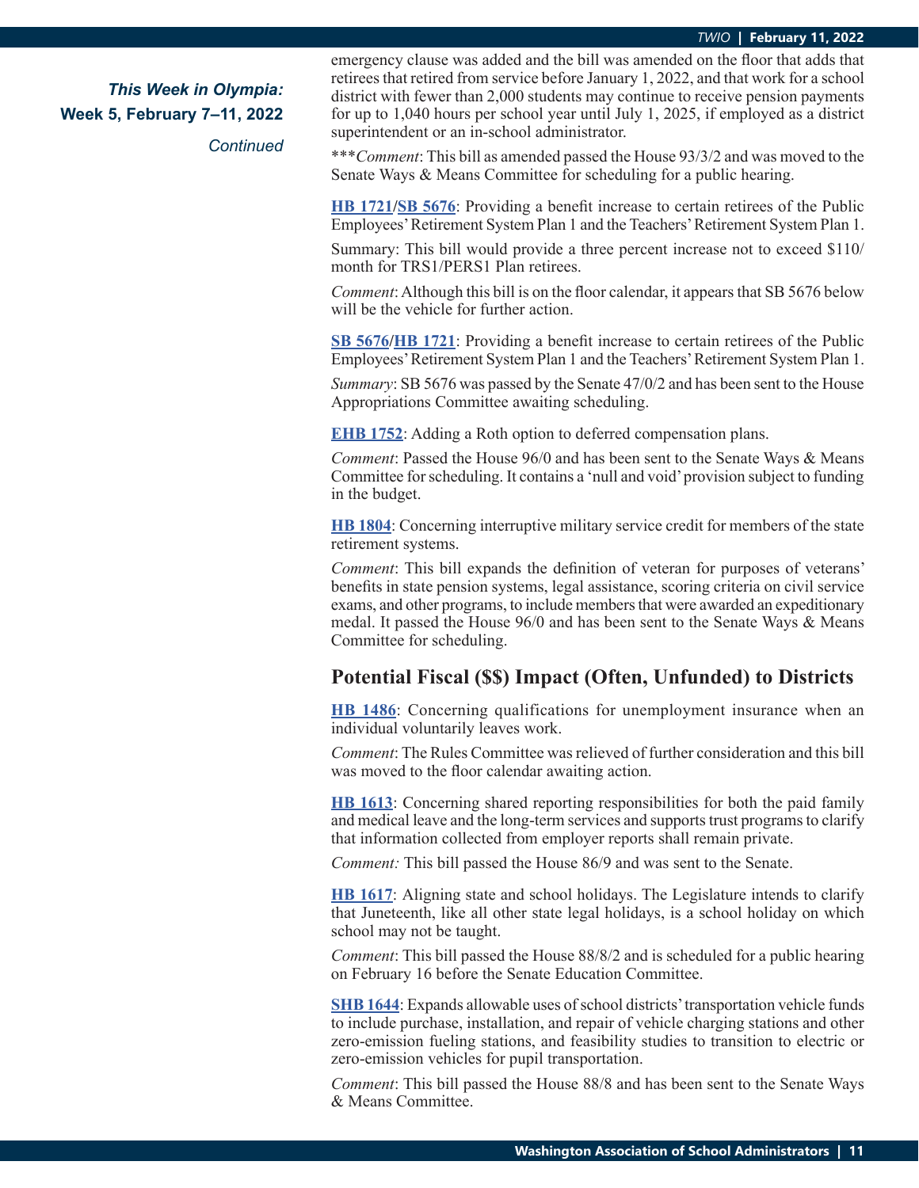emergency clause was added and the bill was amended on the floor that adds that retirees that retired from service before January 1, 2022, and that work for a school district with fewer than 2,000 students may continue to receive pension payments for up to 1,040 hours per school year until July 1, 2025, if employed as a district superintendent or an in-school administrator.

****Comment*: This bill as amended passed the House 93/3/2 and was moved to the Senate Ways & Means Committee for scheduling for a public hearing.

**HB 1721/SB 5676**: Providing a benefit increase to certain retirees of the Public Employees' Retirement System Plan 1 and the Teachers' Retirement System Plan 1.

Summary: This bill would provide a three percent increase not to exceed $110/month for TRS1/PERS1 Plan retirees.

*Comment*: Although this bill is on the floor calendar, it appears that SB 5676 below will be the vehicle for further action.

**SB 5676/HB 1721**: Providing a benefit increase to certain retirees of the Public Employees' Retirement System Plan 1 and the Teachers' Retirement System Plan 1.

*Summary*: SB 5676 was passed by the Senate 47/0/2 and has been sent to the House Appropriations Committee awaiting scheduling.

**EHB 1752**: Adding a Roth option to deferred compensation plans.

*Comment*: Passed the House 96/0 and has been sent to the Senate Ways & Means Committee for scheduling. It contains a 'null and void' provision subject to funding in the budget.

**HB 1804**: Concerning interruptive military service credit for members of the state retirement systems.

*Comment*: This bill expands the definition of veteran for purposes of veterans' benefits in state pension systems, legal assistance, scoring criteria on civil service exams, and other programs, to include members that were awarded an expeditionary medal. It passed the House 96/0 and has been sent to the Senate Ways & Means Committee for scheduling.

## Potential Fiscal ($$) Impact (Often, Unfunded) to Districts

**HB 1486**: Concerning qualifications for unemployment insurance when an individual voluntarily leaves work.

*Comment*: The Rules Committee was relieved of further consideration and this bill was moved to the floor calendar awaiting action.

**HB 1613**: Concerning shared reporting responsibilities for both the paid family and medical leave and the long-term services and supports trust programs to clarify that information collected from employer reports shall remain private.

*Comment:* This bill passed the House 86/9 and was sent to the Senate.

**HB 1617**: Aligning state and school holidays. The Legislature intends to clarify that Juneteenth, like all other state legal holidays, is a school holiday on which school may not be taught.

*Comment*: This bill passed the House 88/8/2 and is scheduled for a public hearing on February 16 before the Senate Education Committee.

**SHB 1644**: Expands allowable uses of school districts' transportation vehicle funds to include purchase, installation, and repair of vehicle charging stations and other zero-emission fueling stations, and feasibility studies to transition to electric or zero-emission vehicles for pupil transportation.

*Comment*: This bill passed the House 88/8 and has been sent to the Senate Ways & Means Committee.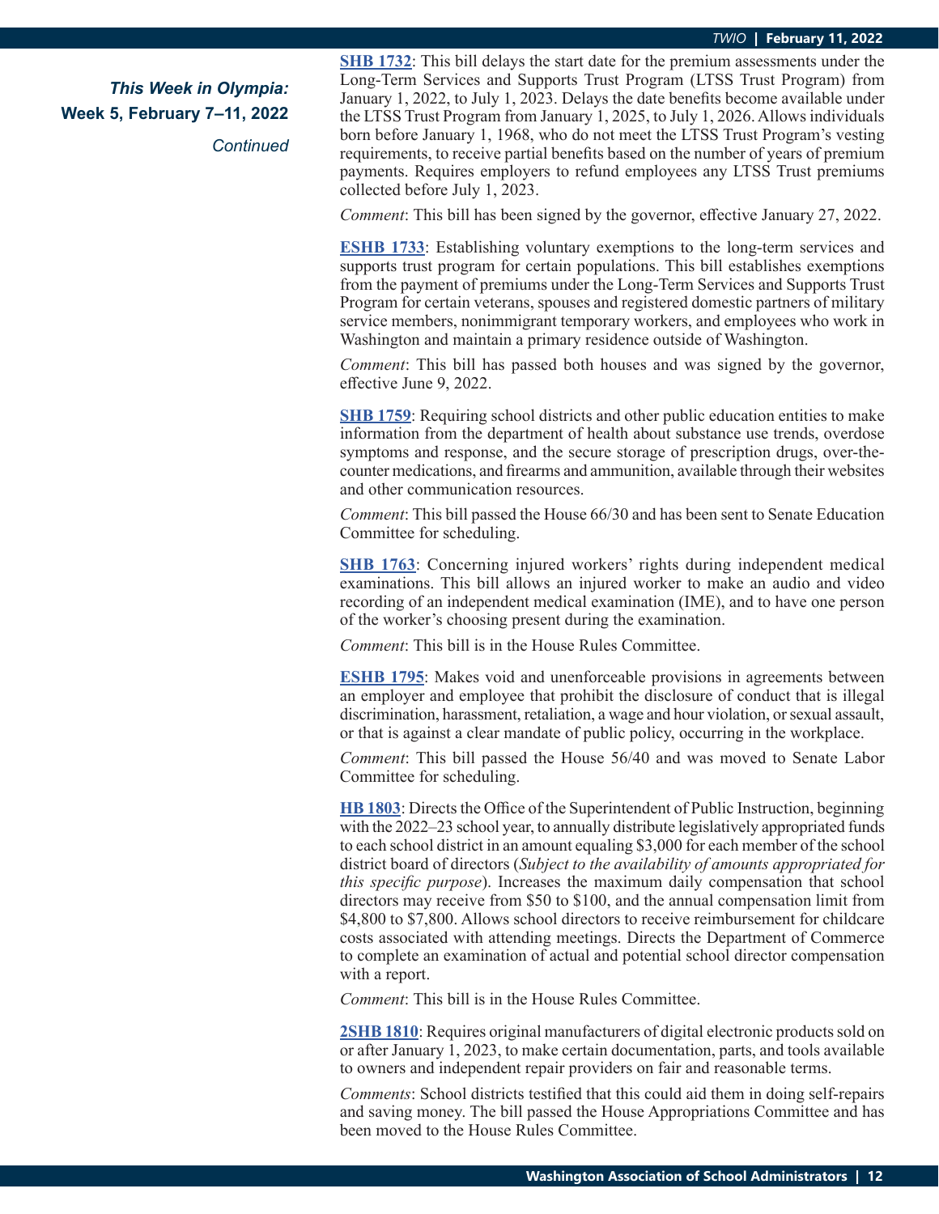***This Week in Olympia:* Week 5, February 7–11, 2022**

*Continued*

**SHB 1732**: This bill delays the start date for the premium assessments under the Long-Term Services and Supports Trust Program (LTSS Trust Program) from January 1, 2022, to July 1, 2023. Delays the date benefits become available under the LTSS Trust Program from January 1, 2025, to July 1, 2026. Allows individuals born before January 1, 1968, who do not meet the LTSS Trust Program's vesting requirements, to receive partial benefits based on the number of years of premium payments. Requires employers to refund employees any LTSS Trust premiums collected before July 1, 2023.

*Comment*: This bill has been signed by the governor, effective January 27, 2022.

**ESHB 1733**: Establishing voluntary exemptions to the long-term services and supports trust program for certain populations. This bill establishes exemptions from the payment of premiums under the Long-Term Services and Supports Trust Program for certain veterans, spouses and registered domestic partners of military service members, nonimmigrant temporary workers, and employees who work in Washington and maintain a primary residence outside of Washington.

*Comment*: This bill has passed both houses and was signed by the governor, effective June 9, 2022.

**SHB 1759**: Requiring school districts and other public education entities to make information from the department of health about substance use trends, overdose symptoms and response, and the secure storage of prescription drugs, over-the-counter medications, and firearms and ammunition, available through their websites and other communication resources.

*Comment*: This bill passed the House 66/30 and has been sent to Senate Education Committee for scheduling.

**SHB 1763**: Concerning injured workers' rights during independent medical examinations. This bill allows an injured worker to make an audio and video recording of an independent medical examination (IME), and to have one person of the worker's choosing present during the examination.

*Comment*: This bill is in the House Rules Committee.

**ESHB 1795**: Makes void and unenforceable provisions in agreements between an employer and employee that prohibit the disclosure of conduct that is illegal discrimination, harassment, retaliation, a wage and hour violation, or sexual assault, or that is against a clear mandate of public policy, occurring in the workplace.

*Comment*: This bill passed the House 56/40 and was moved to Senate Labor Committee for scheduling.

**HB 1803**: Directs the Office of the Superintendent of Public Instruction, beginning with the 2022–23 school year, to annually distribute legislatively appropriated funds to each school district in an amount equaling $3,000 for each member of the school district board of directors (*Subject to the availability of amounts appropriated for this specific purpose*). Increases the maximum daily compensation that school directors may receive from $50 to $100, and the annual compensation limit from $4,800 to $7,800. Allows school directors to receive reimbursement for childcare costs associated with attending meetings. Directs the Department of Commerce to complete an examination of actual and potential school director compensation with a report.

*Comment*: This bill is in the House Rules Committee.

**2SHB 1810**: Requires original manufacturers of digital electronic products sold on or after January 1, 2023, to make certain documentation, parts, and tools available to owners and independent repair providers on fair and reasonable terms.

*Comments*: School districts testified that this could aid them in doing self-repairs and saving money. The bill passed the House Appropriations Committee and has been moved to the House Rules Committee.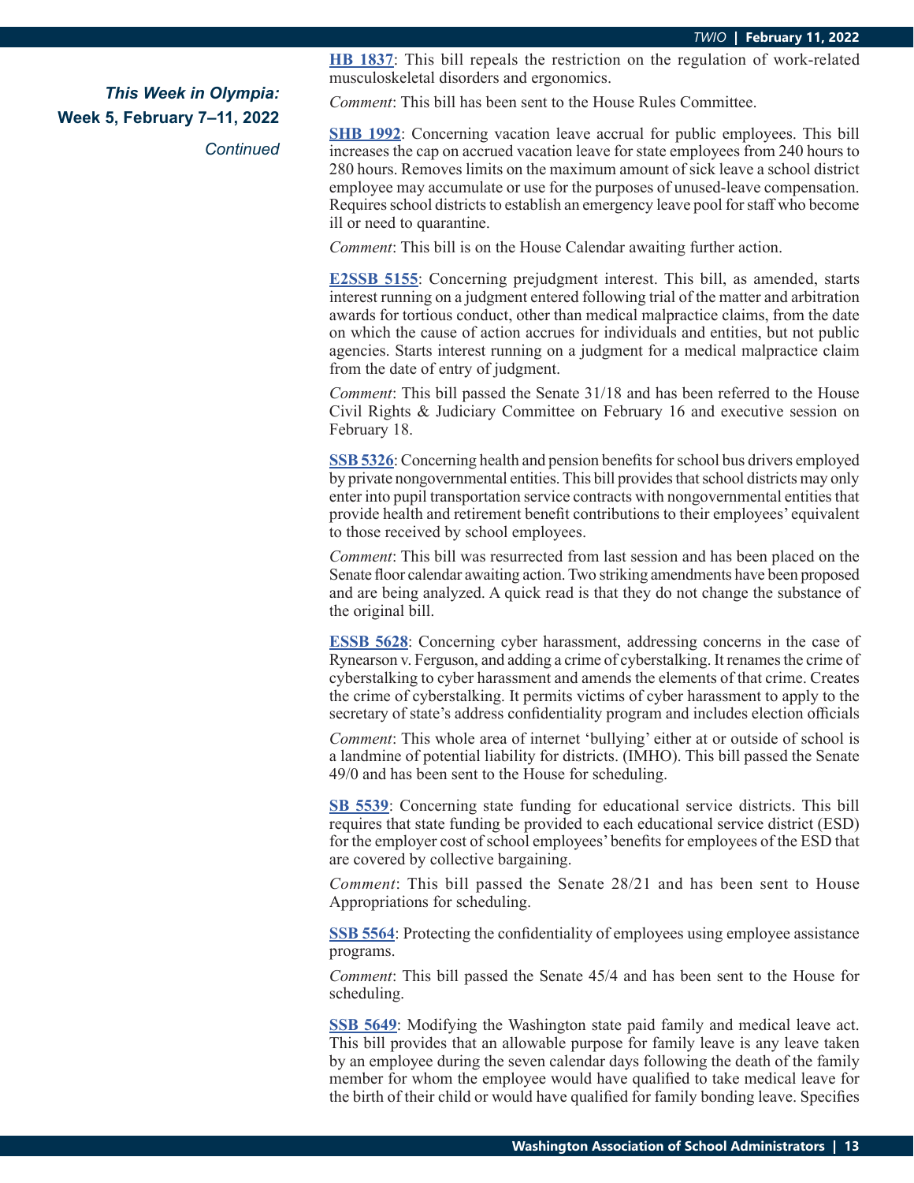***This Week in Olympia:***
**Week 5, February 7–11, 2022**
*Continued*

**HB 1837**: This bill repeals the restriction on the regulation of work-related musculoskeletal disorders and ergonomics.

*Comment*: This bill has been sent to the House Rules Committee.

**SHB 1992**: Concerning vacation leave accrual for public employees. This bill increases the cap on accrued vacation leave for state employees from 240 hours to 280 hours. Removes limits on the maximum amount of sick leave a school district employee may accumulate or use for the purposes of unused-leave compensation. Requires school districts to establish an emergency leave pool for staff who become ill or need to quarantine.

*Comment*: This bill is on the House Calendar awaiting further action.

**E2SSB 5155**: Concerning prejudgment interest. This bill, as amended, starts interest running on a judgment entered following trial of the matter and arbitration awards for tortious conduct, other than medical malpractice claims, from the date on which the cause of action accrues for individuals and entities, but not public agencies. Starts interest running on a judgment for a medical malpractice claim from the date of entry of judgment.

*Comment*: This bill passed the Senate 31/18 and has been referred to the House Civil Rights & Judiciary Committee on February 16 and executive session on February 18.

**SSB 5326**: Concerning health and pension benefits for school bus drivers employed by private nongovernmental entities. This bill provides that school districts may only enter into pupil transportation service contracts with nongovernmental entities that provide health and retirement benefit contributions to their employees' equivalent to those received by school employees.

*Comment*: This bill was resurrected from last session and has been placed on the Senate floor calendar awaiting action. Two striking amendments have been proposed and are being analyzed. A quick read is that they do not change the substance of the original bill.

**ESSB 5628**: Concerning cyber harassment, addressing concerns in the case of Rynearson v. Ferguson, and adding a crime of cyberstalking. It renames the crime of cyberstalking to cyber harassment and amends the elements of that crime. Creates the crime of cyberstalking. It permits victims of cyber harassment to apply to the secretary of state's address confidentiality program and includes election officials

*Comment*: This whole area of internet 'bullying' either at or outside of school is a landmine of potential liability for districts. (IMHO). This bill passed the Senate 49/0 and has been sent to the House for scheduling.

**SB 5539**: Concerning state funding for educational service districts. This bill requires that state funding be provided to each educational service district (ESD) for the employer cost of school employees' benefits for employees of the ESD that are covered by collective bargaining.

*Comment*: This bill passed the Senate 28/21 and has been sent to House Appropriations for scheduling.

**SSB 5564**: Protecting the confidentiality of employees using employee assistance programs.

*Comment*: This bill passed the Senate 45/4 and has been sent to the House for scheduling.

**SSB 5649**: Modifying the Washington state paid family and medical leave act. This bill provides that an allowable purpose for family leave is any leave taken by an employee during the seven calendar days following the death of the family member for whom the employee would have qualified to take medical leave for the birth of their child or would have qualified for family bonding leave. Specifies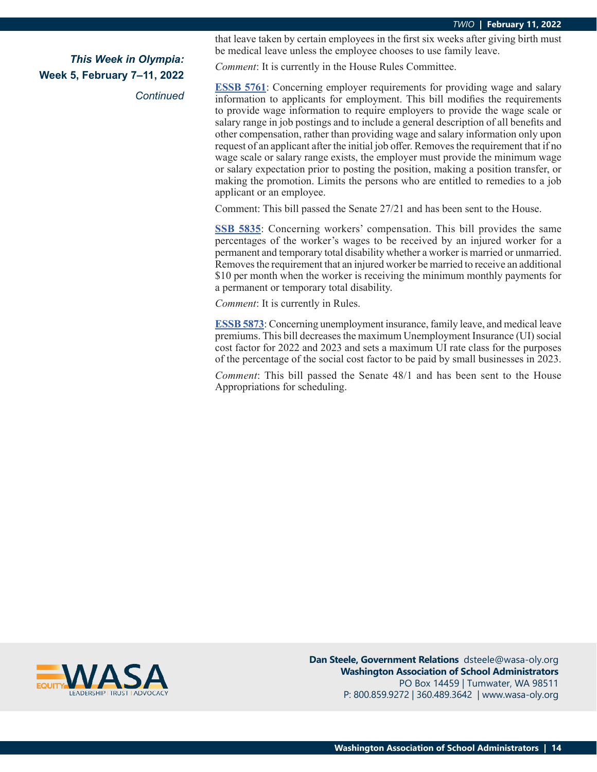**This Week in Olympia:**
**Week 5, February 7–11, 2022**
*Continued*

that leave taken by certain employees in the first six weeks after giving birth must be medical leave unless the employee chooses to use family leave.

*Comment*: It is currently in the House Rules Committee.

**ESSB 5761**: Concerning employer requirements for providing wage and salary information to applicants for employment. This bill modifies the requirements to provide wage information to require employers to provide the wage scale or salary range in job postings and to include a general description of all benefits and other compensation, rather than providing wage and salary information only upon request of an applicant after the initial job offer. Removes the requirement that if no wage scale or salary range exists, the employer must provide the minimum wage or salary expectation prior to posting the position, making a position transfer, or making the promotion. Limits the persons who are entitled to remedies to a job applicant or an employee.

Comment: This bill passed the Senate 27/21 and has been sent to the House.

**SSB 5835**: Concerning workers' compensation. This bill provides the same percentages of the worker's wages to be received by an injured worker for a permanent and temporary total disability whether a worker is married or unmarried. Removes the requirement that an injured worker be married to receive an additional $10 per month when the worker is receiving the minimum monthly payments for a permanent or temporary total disability.

*Comment*: It is currently in Rules.

**ESSB 5873**: Concerning unemployment insurance, family leave, and medical leave premiums. This bill decreases the maximum Unemployment Insurance (UI) social cost factor for 2022 and 2023 and sets a maximum UI rate class for the purposes of the percentage of the social cost factor to be paid by small businesses in 2023.

*Comment*: This bill passed the Senate 48/1 and has been sent to the House Appropriations for scheduling.

**Dan Steele, Government Relations** dsteele@wasa-oly.org
**Washington Association of School Administrators**
PO Box 14459 | Tumwater, WA 98511
P: 800.859.9272 | 360.489.3642 | www.wasa-oly.org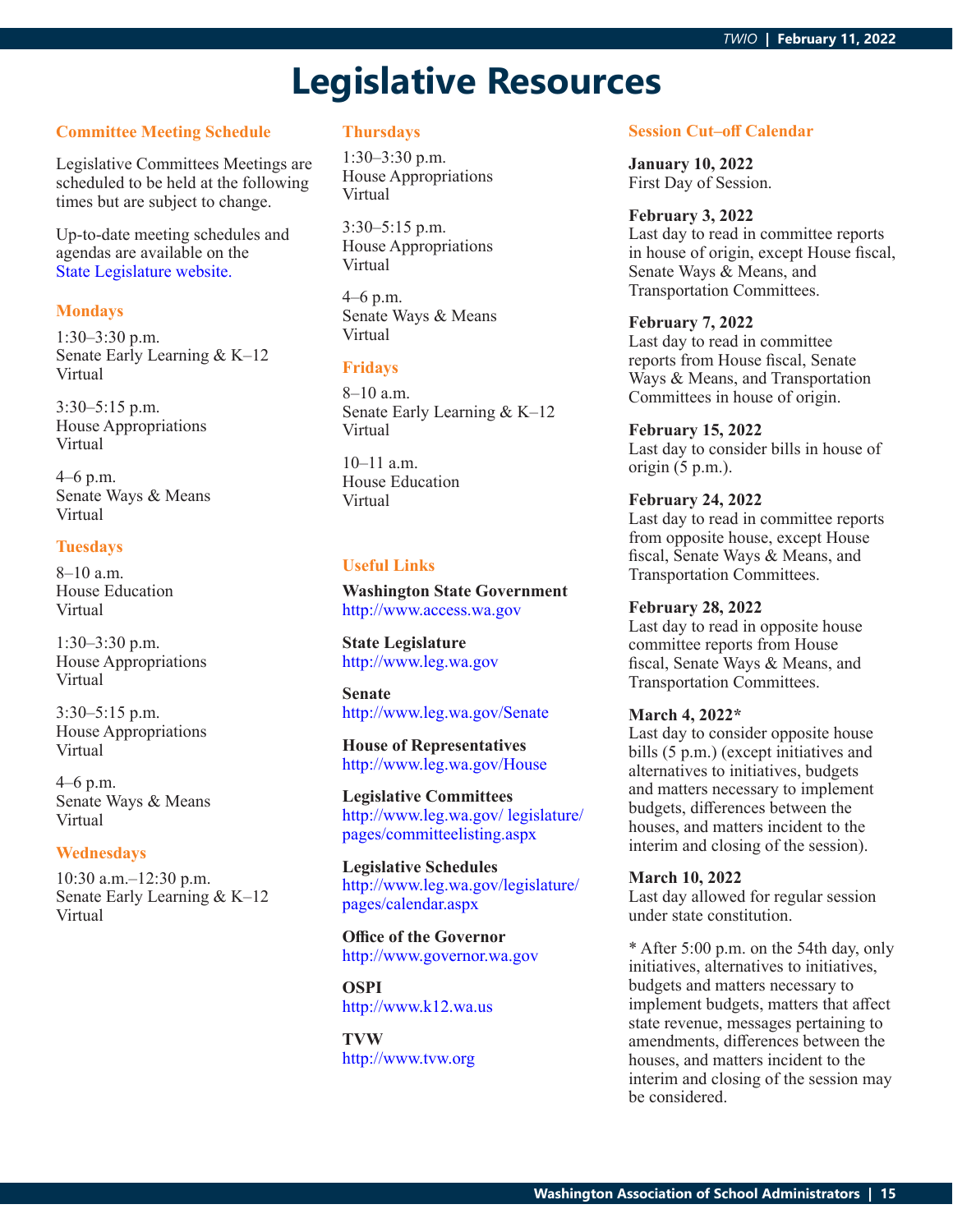# Legislative Resources

## Committee Meeting Schedule

Legislative Committees Meetings are scheduled to be held at the following times but are subject to change.

Up-to-date meeting schedules and agendas are available on the State Legislature website.

### Mondays

1:30–3:30 p.m.
Senate Early Learning & K–12
Virtual

3:30–5:15 p.m.
House Appropriations
Virtual

4–6 p.m.
Senate Ways & Means
Virtual

### Tuesdays

8–10 a.m.
House Education
Virtual

1:30–3:30 p.m.
House Appropriations
Virtual

3:30–5:15 p.m.
House Appropriations
Virtual

4–6 p.m.
Senate Ways & Means
Virtual

### Wednesdays

10:30 a.m.–12:30 p.m.
Senate Early Learning & K–12
Virtual

### Thursdays

1:30–3:30 p.m.
House Appropriations
Virtual

3:30–5:15 p.m.
House Appropriations
Virtual

4–6 p.m.
Senate Ways & Means
Virtual

### Fridays

8–10 a.m.
Senate Early Learning & K–12
Virtual

10–11 a.m.
House Education
Virtual

## Useful Links

**Washington State Government**
http://www.access.wa.gov

**State Legislature**
http://www.leg.wa.gov

**Senate**
http://www.leg.wa.gov/Senate

**House of Representatives**
http://www.leg.wa.gov/House

**Legislative Committees**
http://www.leg.wa.gov/ legislature/pages/committeelisting.aspx

**Legislative Schedules**
http://www.leg.wa.gov/legislature/pages/calendar.aspx

**Office of the Governor**
http://www.governor.wa.gov

**OSPI**
http://www.k12.wa.us

**TVW**
http://www.tvw.org

## Session Cut–off Calendar

**January 10, 2022**
First Day of Session.

**February 3, 2022**
Last day to read in committee reports in house of origin, except House fiscal, Senate Ways & Means, and Transportation Committees.

**February 7, 2022**
Last day to read in committee reports from House fiscal, Senate Ways & Means, and Transportation Committees in house of origin.

**February 15, 2022**
Last day to consider bills in house of origin (5 p.m.).

**February 24, 2022**
Last day to read in committee reports from opposite house, except House fiscal, Senate Ways & Means, and Transportation Committees.

**February 28, 2022**
Last day to read in opposite house committee reports from House fiscal, Senate Ways & Means, and Transportation Committees.

**March 4, 2022***
Last day to consider opposite house bills (5 p.m.) (except initiatives and alternatives to initiatives, budgets and matters necessary to implement budgets, differences between the houses, and matters incident to the interim and closing of the session).

**March 10, 2022**
Last day allowed for regular session under state constitution.

* After 5:00 p.m. on the 54th day, only initiatives, alternatives to initiatives, budgets and matters necessary to implement budgets, matters that affect state revenue, messages pertaining to amendments, differences between the houses, and matters incident to the interim and closing of the session may be considered.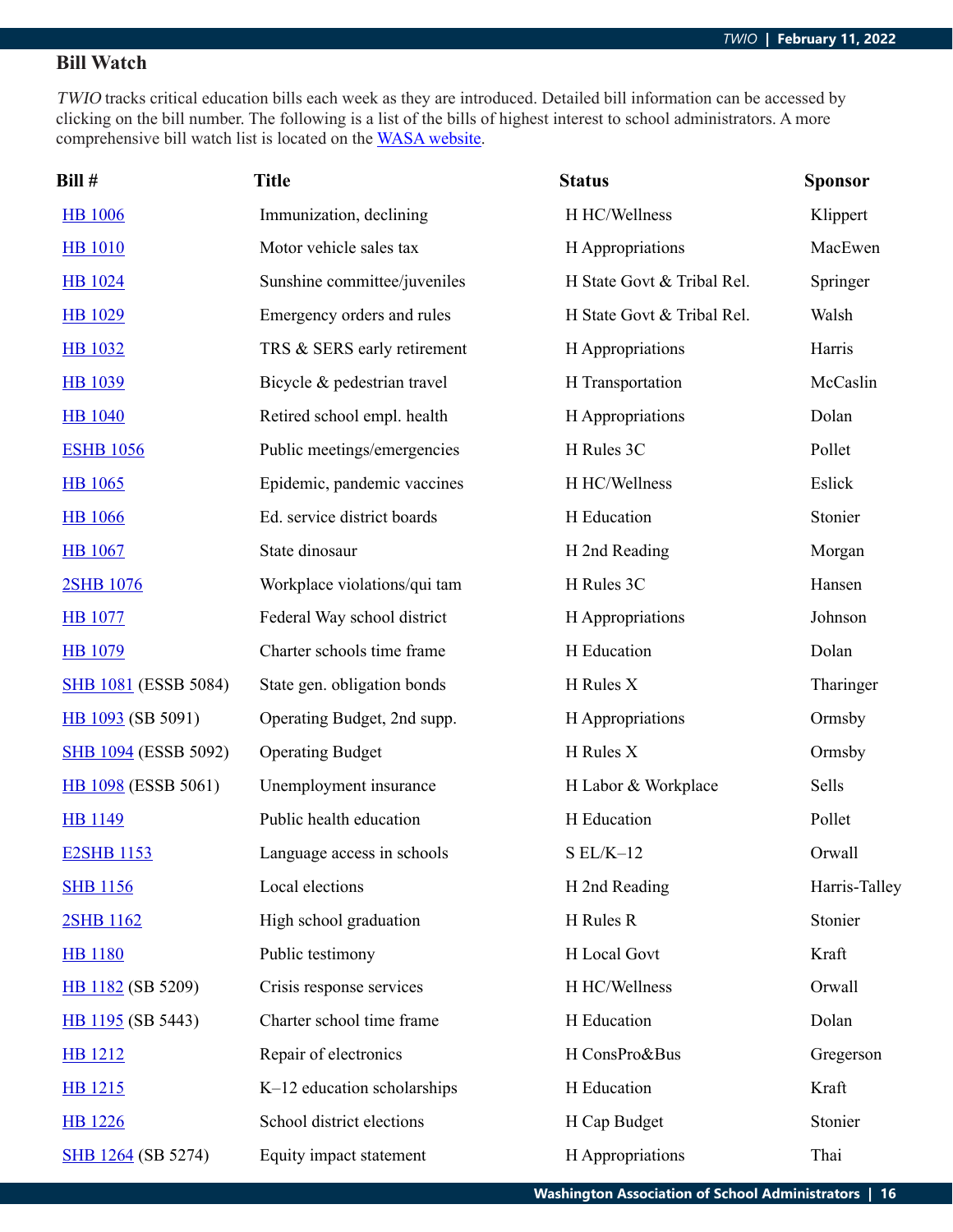## Bill Watch

*TWIO* tracks critical education bills each week as they are introduced. Detailed bill information can be accessed by clicking on the bill number. The following is a list of the bills of highest interest to school administrators. A more comprehensive bill watch list is located on the WASA website.

| Bill # | Title | Status | Sponsor |
|---|---|---|---|
| HB 1006 | Immunization, declining | H HC/Wellness | Klippert |
| HB 1010 | Motor vehicle sales tax | H Appropriations | MacEwen |
| HB 1024 | Sunshine committee/juveniles | H State Govt & Tribal Rel. | Springer |
| HB 1029 | Emergency orders and rules | H State Govt & Tribal Rel. | Walsh |
| HB 1032 | TRS & SERS early retirement | H Appropriations | Harris |
| HB 1039 | Bicycle & pedestrian travel | H Transportation | McCaslin |
| HB 1040 | Retired school empl. health | H Appropriations | Dolan |
| ESHB 1056 | Public meetings/emergencies | H Rules 3C | Pollet |
| HB 1065 | Epidemic, pandemic vaccines | H HC/Wellness | Eslick |
| HB 1066 | Ed. service district boards | H Education | Stonier |
| HB 1067 | State dinosaur | H 2nd Reading | Morgan |
| 2SHB 1076 | Workplace violations/qui tam | H Rules 3C | Hansen |
| HB 1077 | Federal Way school district | H Appropriations | Johnson |
| HB 1079 | Charter schools time frame | H Education | Dolan |
| SHB 1081 (ESSB 5084) | State gen. obligation bonds | H Rules X | Tharinger |
| HB 1093 (SB 5091) | Operating Budget, 2nd supp. | H Appropriations | Ormsby |
| SHB 1094 (ESSB 5092) | Operating Budget | H Rules X | Ormsby |
| HB 1098 (ESSB 5061) | Unemployment insurance | H Labor & Workplace | Sells |
| HB 1149 | Public health education | H Education | Pollet |
| E2SHB 1153 | Language access in schools | S EL/K–12 | Orwall |
| SHB 1156 | Local elections | H 2nd Reading | Harris-Talley |
| 2SHB 1162 | High school graduation | H Rules R | Stonier |
| HB 1180 | Public testimony | H Local Govt | Kraft |
| HB 1182 (SB 5209) | Crisis response services | H HC/Wellness | Orwall |
| HB 1195 (SB 5443) | Charter school time frame | H Education | Dolan |
| HB 1212 | Repair of electronics | H ConsPro&Bus | Gregerson |
| HB 1215 | K–12 education scholarships | H Education | Kraft |
| HB 1226 | School district elections | H Cap Budget | Stonier |
| SHB 1264 (SB 5274) | Equity impact statement | H Appropriations | Thai |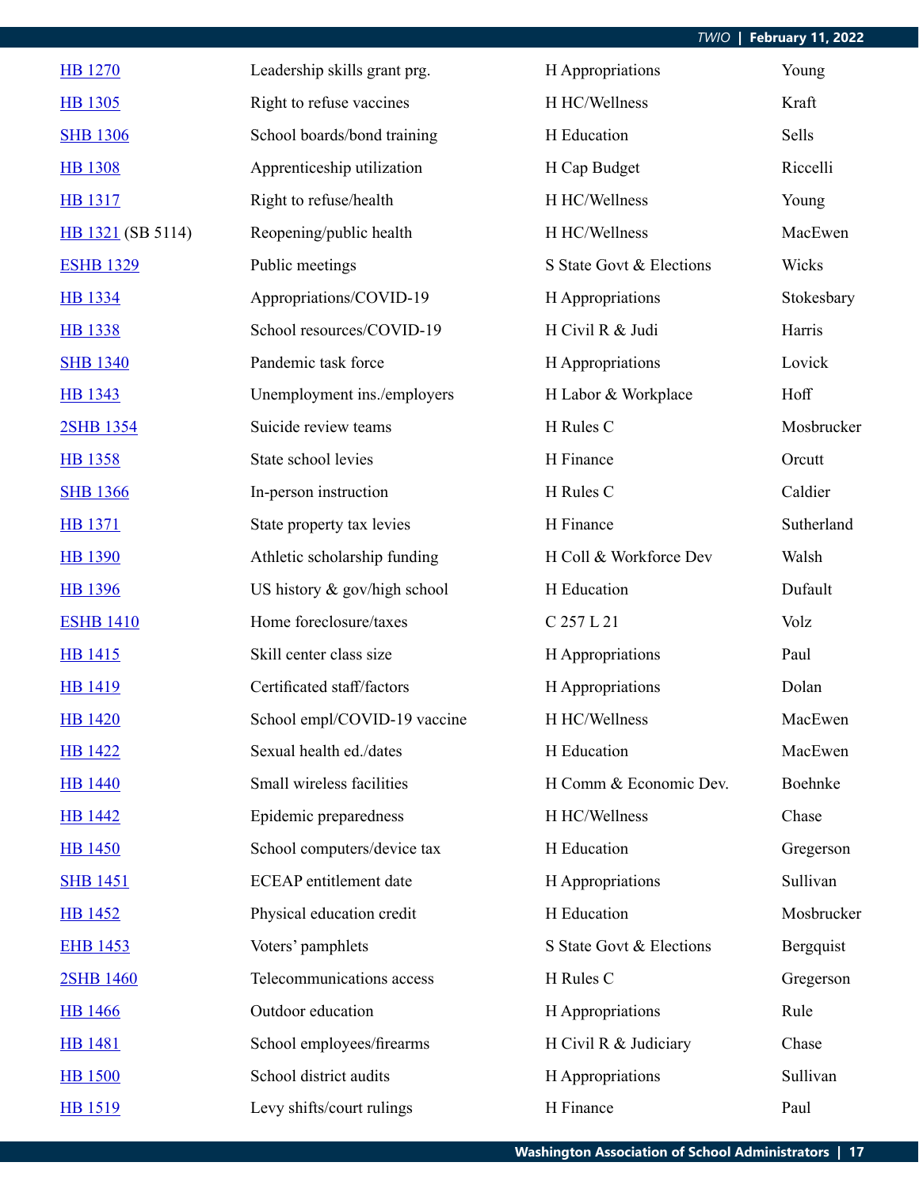| | | | |
|---|---|---|---|
| HB 1270 | Leadership skills grant prg. | H Appropriations | Young |
| HB 1305 | Right to refuse vaccines | H HC/Wellness | Kraft |
| SHB 1306 | School boards/bond training | H Education | Sells |
| HB 1308 | Apprenticeship utilization | H Cap Budget | Riccelli |
| HB 1317 | Right to refuse/health | H HC/Wellness | Young |
| HB 1321 (SB 5114) | Reopening/public health | H HC/Wellness | MacEwen |
| ESHB 1329 | Public meetings | S State Govt & Elections | Wicks |
| HB 1334 | Appropriations/COVID-19 | H Appropriations | Stokesbary |
| HB 1338 | School resources/COVID-19 | H Civil R & Judi | Harris |
| SHB 1340 | Pandemic task force | H Appropriations | Lovick |
| HB 1343 | Unemployment ins./employers | H Labor & Workplace | Hoff |
| 2SHB 1354 | Suicide review teams | H Rules C | Mosbrucker |
| HB 1358 | State school levies | H Finance | Orcutt |
| SHB 1366 | In-person instruction | H Rules C | Caldier |
| HB 1371 | State property tax levies | H Finance | Sutherland |
| HB 1390 | Athletic scholarship funding | H Coll & Workforce Dev | Walsh |
| HB 1396 | US history & gov/high school | H Education | Dufault |
| ESHB 1410 | Home foreclosure/taxes | C 257 L 21 | Volz |
| HB 1415 | Skill center class size | H Appropriations | Paul |
| HB 1419 | Certificated staff/factors | H Appropriations | Dolan |
| HB 1420 | School empl/COVID-19 vaccine | H HC/Wellness | MacEwen |
| HB 1422 | Sexual health ed./dates | H Education | MacEwen |
| HB 1440 | Small wireless facilities | H Comm & Economic Dev. | Boehnke |
| HB 1442 | Epidemic preparedness | H HC/Wellness | Chase |
| HB 1450 | School computers/device tax | H Education | Gregerson |
| SHB 1451 | ECEAP entitlement date | H Appropriations | Sullivan |
| HB 1452 | Physical education credit | H Education | Mosbrucker |
| EHB 1453 | Voters' pamphlets | S State Govt & Elections | Bergquist |
| 2SHB 1460 | Telecommunications access | H Rules C | Gregerson |
| HB 1466 | Outdoor education | H Appropriations | Rule |
| HB 1481 | School employees/firearms | H Civil R & Judiciary | Chase |
| HB 1500 | School district audits | H Appropriations | Sullivan |
| HB 1519 | Levy shifts/court rulings | H Finance | Paul |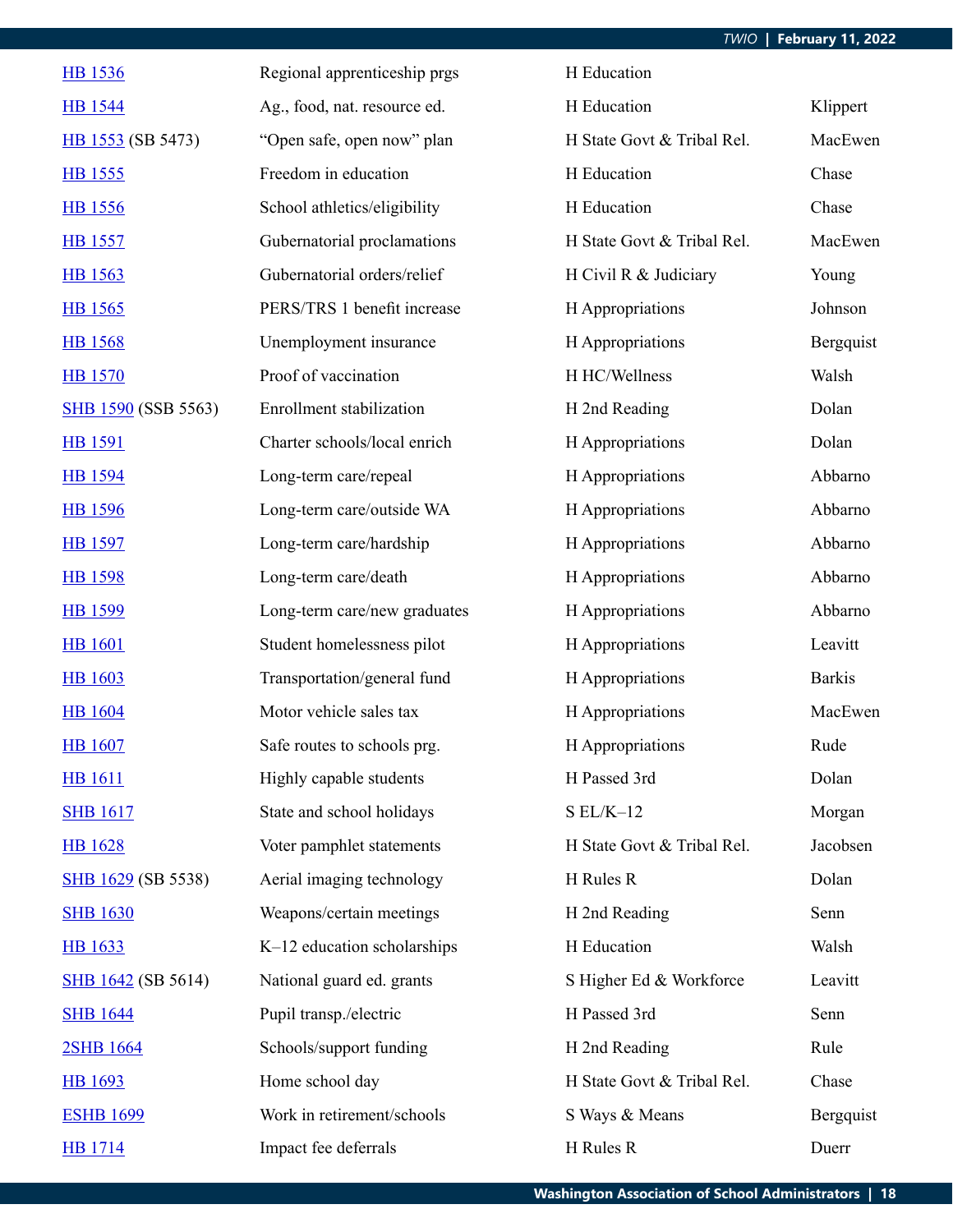| | | | |
|---|---|---|---|
| HB 1536 | Regional apprenticeship prgs | H Education | |
| HB 1544 | Ag., food, nat. resource ed. | H Education | Klippert |
| HB 1553 (SB 5473) | "Open safe, open now" plan | H State Govt & Tribal Rel. | MacEwen |
| HB 1555 | Freedom in education | H Education | Chase |
| HB 1556 | School athletics/eligibility | H Education | Chase |
| HB 1557 | Gubernatorial proclamations | H State Govt & Tribal Rel. | MacEwen |
| HB 1563 | Gubernatorial orders/relief | H Civil R & Judiciary | Young |
| HB 1565 | PERS/TRS 1 benefit increase | H Appropriations | Johnson |
| HB 1568 | Unemployment insurance | H Appropriations | Bergquist |
| HB 1570 | Proof of vaccination | H HC/Wellness | Walsh |
| SHB 1590 (SSB 5563) | Enrollment stabilization | H 2nd Reading | Dolan |
| HB 1591 | Charter schools/local enrich | H Appropriations | Dolan |
| HB 1594 | Long-term care/repeal | H Appropriations | Abbarno |
| HB 1596 | Long-term care/outside WA | H Appropriations | Abbarno |
| HB 1597 | Long-term care/hardship | H Appropriations | Abbarno |
| HB 1598 | Long-term care/death | H Appropriations | Abbarno |
| HB 1599 | Long-term care/new graduates | H Appropriations | Abbarno |
| HB 1601 | Student homelessness pilot | H Appropriations | Leavitt |
| HB 1603 | Transportation/general fund | H Appropriations | Barkis |
| HB 1604 | Motor vehicle sales tax | H Appropriations | MacEwen |
| HB 1607 | Safe routes to schools prg. | H Appropriations | Rude |
| HB 1611 | Highly capable students | H Passed 3rd | Dolan |
| SHB 1617 | State and school holidays | S EL/K–12 | Morgan |
| HB 1628 | Voter pamphlet statements | H State Govt & Tribal Rel. | Jacobsen |
| SHB 1629 (SB 5538) | Aerial imaging technology | H Rules R | Dolan |
| SHB 1630 | Weapons/certain meetings | H 2nd Reading | Senn |
| HB 1633 | K–12 education scholarships | H Education | Walsh |
| SHB 1642 (SB 5614) | National guard ed. grants | S Higher Ed & Workforce | Leavitt |
| SHB 1644 | Pupil transp./electric | H Passed 3rd | Senn |
| 2SHB 1664 | Schools/support funding | H 2nd Reading | Rule |
| HB 1693 | Home school day | H State Govt & Tribal Rel. | Chase |
| ESHB 1699 | Work in retirement/schools | S Ways & Means | Bergquist |
| HB 1714 | Impact fee deferrals | H Rules R | Duerr |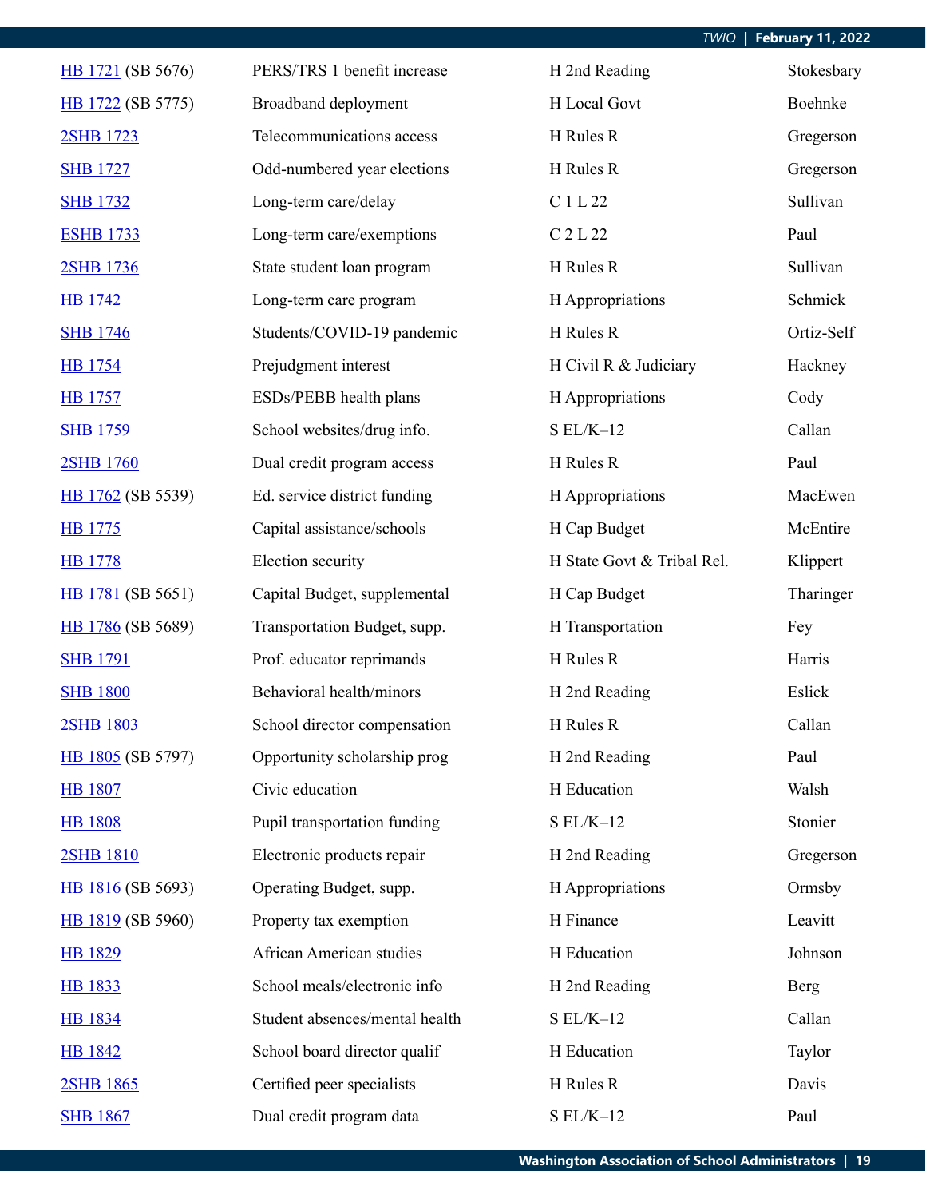| | | | |
|---|---|---|---|
| HB 1721 (SB 5676) | PERS/TRS 1 benefit increase | H 2nd Reading | Stokesbary |
| HB 1722 (SB 5775) | Broadband deployment | H Local Govt | Boehnke |
| 2SHB 1723 | Telecommunications access | H Rules R | Gregerson |
| SHB 1727 | Odd-numbered year elections | H Rules R | Gregerson |
| SHB 1732 | Long-term care/delay | C 1 L 22 | Sullivan |
| ESHB 1733 | Long-term care/exemptions | C 2 L 22 | Paul |
| 2SHB 1736 | State student loan program | H Rules R | Sullivan |
| HB 1742 | Long-term care program | H Appropriations | Schmick |
| SHB 1746 | Students/COVID-19 pandemic | H Rules R | Ortiz-Self |
| HB 1754 | Prejudgment interest | H Civil R & Judiciary | Hackney |
| HB 1757 | ESDs/PEBB health plans | H Appropriations | Cody |
| SHB 1759 | School websites/drug info. | S EL/K–12 | Callan |
| 2SHB 1760 | Dual credit program access | H Rules R | Paul |
| HB 1762 (SB 5539) | Ed. service district funding | H Appropriations | MacEwen |
| HB 1775 | Capital assistance/schools | H Cap Budget | McEntire |
| HB 1778 | Election security | H State Govt & Tribal Rel. | Klippert |
| HB 1781 (SB 5651) | Capital Budget, supplemental | H Cap Budget | Tharinger |
| HB 1786 (SB 5689) | Transportation Budget, supp. | H Transportation | Fey |
| SHB 1791 | Prof. educator reprimands | H Rules R | Harris |
| SHB 1800 | Behavioral health/minors | H 2nd Reading | Eslick |
| 2SHB 1803 | School director compensation | H Rules R | Callan |
| HB 1805 (SB 5797) | Opportunity scholarship prog | H 2nd Reading | Paul |
| HB 1807 | Civic education | H Education | Walsh |
| HB 1808 | Pupil transportation funding | S EL/K–12 | Stonier |
| 2SHB 1810 | Electronic products repair | H 2nd Reading | Gregerson |
| HB 1816 (SB 5693) | Operating Budget, supp. | H Appropriations | Ormsby |
| HB 1819 (SB 5960) | Property tax exemption | H Finance | Leavitt |
| HB 1829 | African American studies | H Education | Johnson |
| HB 1833 | School meals/electronic info | H 2nd Reading | Berg |
| HB 1834 | Student absences/mental health | S EL/K–12 | Callan |
| HB 1842 | School board director qualif | H Education | Taylor |
| 2SHB 1865 | Certified peer specialists | H Rules R | Davis |
| SHB 1867 | Dual credit program data | S EL/K–12 | Paul |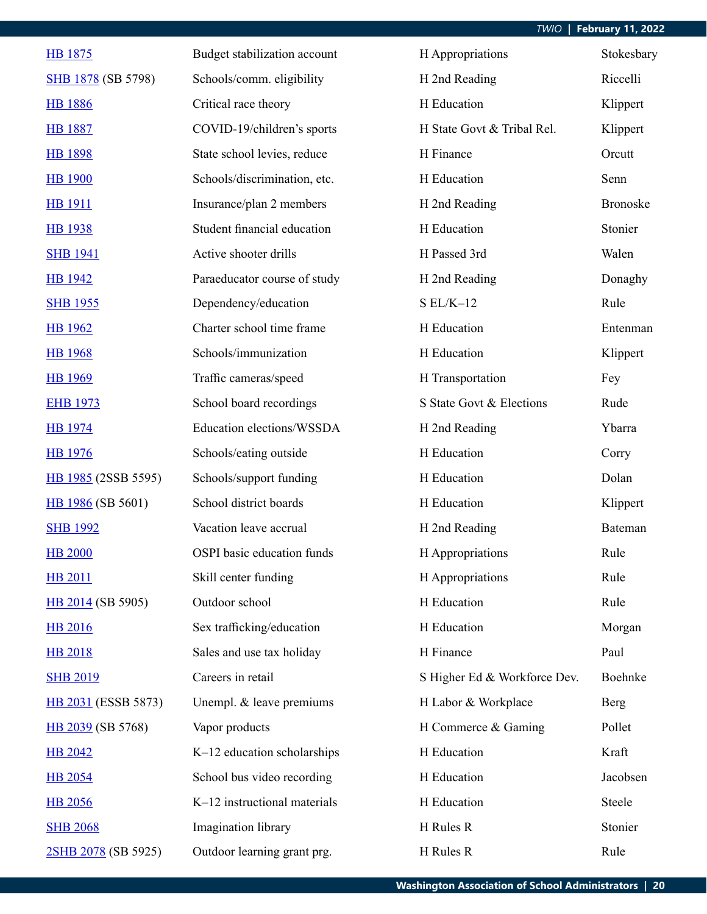| | | | |
|---|---|---|---|
| HB 1875 | Budget stabilization account | H Appropriations | Stokesbary |
| SHB 1878 (SB 5798) | Schools/comm. eligibility | H 2nd Reading | Riccelli |
| HB 1886 | Critical race theory | H Education | Klippert |
| HB 1887 | COVID-19/children's sports | H State Govt & Tribal Rel. | Klippert |
| HB 1898 | State school levies, reduce | H Finance | Orcutt |
| HB 1900 | Schools/discrimination, etc. | H Education | Senn |
| HB 1911 | Insurance/plan 2 members | H 2nd Reading | Bronoske |
| HB 1938 | Student financial education | H Education | Stonier |
| SHB 1941 | Active shooter drills | H Passed 3rd | Walen |
| HB 1942 | Paraeducator course of study | H 2nd Reading | Donaghy |
| SHB 1955 | Dependency/education | S EL/K–12 | Rule |
| HB 1962 | Charter school time frame | H Education | Entenman |
| HB 1968 | Schools/immunization | H Education | Klippert |
| HB 1969 | Traffic cameras/speed | H Transportation | Fey |
| EHB 1973 | School board recordings | S State Govt & Elections | Rude |
| HB 1974 | Education elections/WSSDA | H 2nd Reading | Ybarra |
| HB 1976 | Schools/eating outside | H Education | Corry |
| HB 1985 (2SSB 5595) | Schools/support funding | H Education | Dolan |
| HB 1986 (SB 5601) | School district boards | H Education | Klippert |
| SHB 1992 | Vacation leave accrual | H 2nd Reading | Bateman |
| HB 2000 | OSPI basic education funds | H Appropriations | Rule |
| HB 2011 | Skill center funding | H Appropriations | Rule |
| HB 2014 (SB 5905) | Outdoor school | H Education | Rule |
| HB 2016 | Sex trafficking/education | H Education | Morgan |
| HB 2018 | Sales and use tax holiday | H Finance | Paul |
| SHB 2019 | Careers in retail | S Higher Ed & Workforce Dev. | Boehnke |
| HB 2031 (ESSB 5873) | Unempl. & leave premiums | H Labor & Workplace | Berg |
| HB 2039 (SB 5768) | Vapor products | H Commerce & Gaming | Pollet |
| HB 2042 | K–12 education scholarships | H Education | Kraft |
| HB 2054 | School bus video recording | H Education | Jacobsen |
| HB 2056 | K–12 instructional materials | H Education | Steele |
| SHB 2068 | Imagination library | H Rules R | Stonier |
| 2SHB 2078 (SB 5925) | Outdoor learning grant prg. | H Rules R | Rule |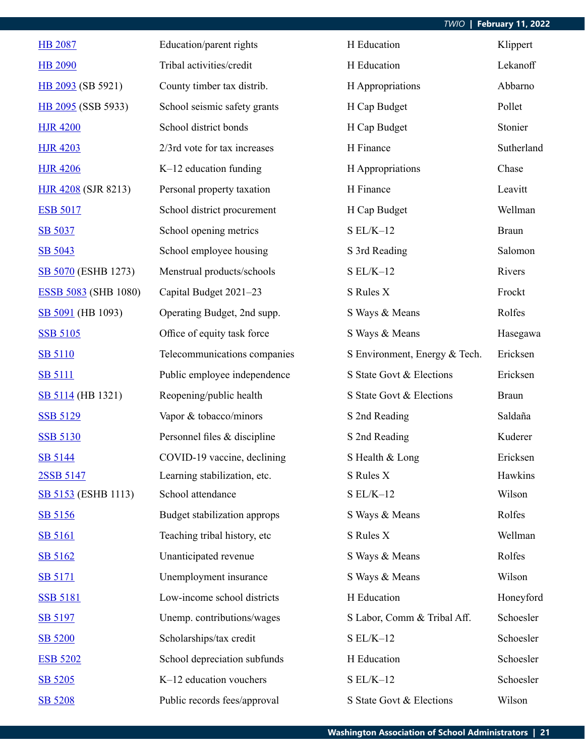| | | | |
|---|---|---|---|
| HB 2087 | Education/parent rights | H Education | Klippert |
| HB 2090 | Tribal activities/credit | H Education | Lekanoff |
| HB 2093 (SB 5921) | County timber tax distrib. | H Appropriations | Abbarno |
| HB 2095 (SSB 5933) | School seismic safety grants | H Cap Budget | Pollet |
| HJR 4200 | School district bonds | H Cap Budget | Stonier |
| HJR 4203 | 2/3rd vote for tax increases | H Finance | Sutherland |
| HJR 4206 | K–12 education funding | H Appropriations | Chase |
| HJR 4208 (SJR 8213) | Personal property taxation | H Finance | Leavitt |
| ESB 5017 | School district procurement | H Cap Budget | Wellman |
| SB 5037 | School opening metrics | S EL/K–12 | Braun |
| SB 5043 | School employee housing | S 3rd Reading | Salomon |
| SB 5070 (ESHB 1273) | Menstrual products/schools | S EL/K–12 | Rivers |
| ESSB 5083 (SHB 1080) | Capital Budget 2021–23 | S Rules X | Frockt |
| SB 5091 (HB 1093) | Operating Budget, 2nd supp. | S Ways & Means | Rolfes |
| SSB 5105 | Office of equity task force | S Ways & Means | Hasegawa |
| SB 5110 | Telecommunications companies | S Environment, Energy & Tech. | Ericksen |
| SB 5111 | Public employee independence | S State Govt & Elections | Ericksen |
| SB 5114 (HB 1321) | Reopening/public health | S State Govt & Elections | Braun |
| SSB 5129 | Vapor & tobacco/minors | S 2nd Reading | Saldaña |
| SSB 5130 | Personnel files & discipline | S 2nd Reading | Kuderer |
| SB 5144 | COVID-19 vaccine, declining | S Health & Long | Ericksen |
| 2SSB 5147 | Learning stabilization, etc. | S Rules X | Hawkins |
| SB 5153 (ESHB 1113) | School attendance | S EL/K–12 | Wilson |
| SB 5156 | Budget stabilization approps | S Ways & Means | Rolfes |
| SB 5161 | Teaching tribal history, etc | S Rules X | Wellman |
| SB 5162 | Unanticipated revenue | S Ways & Means | Rolfes |
| SB 5171 | Unemployment insurance | S Ways & Means | Wilson |
| SSB 5181 | Low-income school districts | H Education | Honeyford |
| SB 5197 | Unemp. contributions/wages | S Labor, Comm & Tribal Aff. | Schoesler |
| SB 5200 | Scholarships/tax credit | S EL/K–12 | Schoesler |
| ESB 5202 | School depreciation subfunds | H Education | Schoesler |
| SB 5205 | K–12 education vouchers | S EL/K–12 | Schoesler |
| SB 5208 | Public records fees/approval | S State Govt & Elections | Wilson |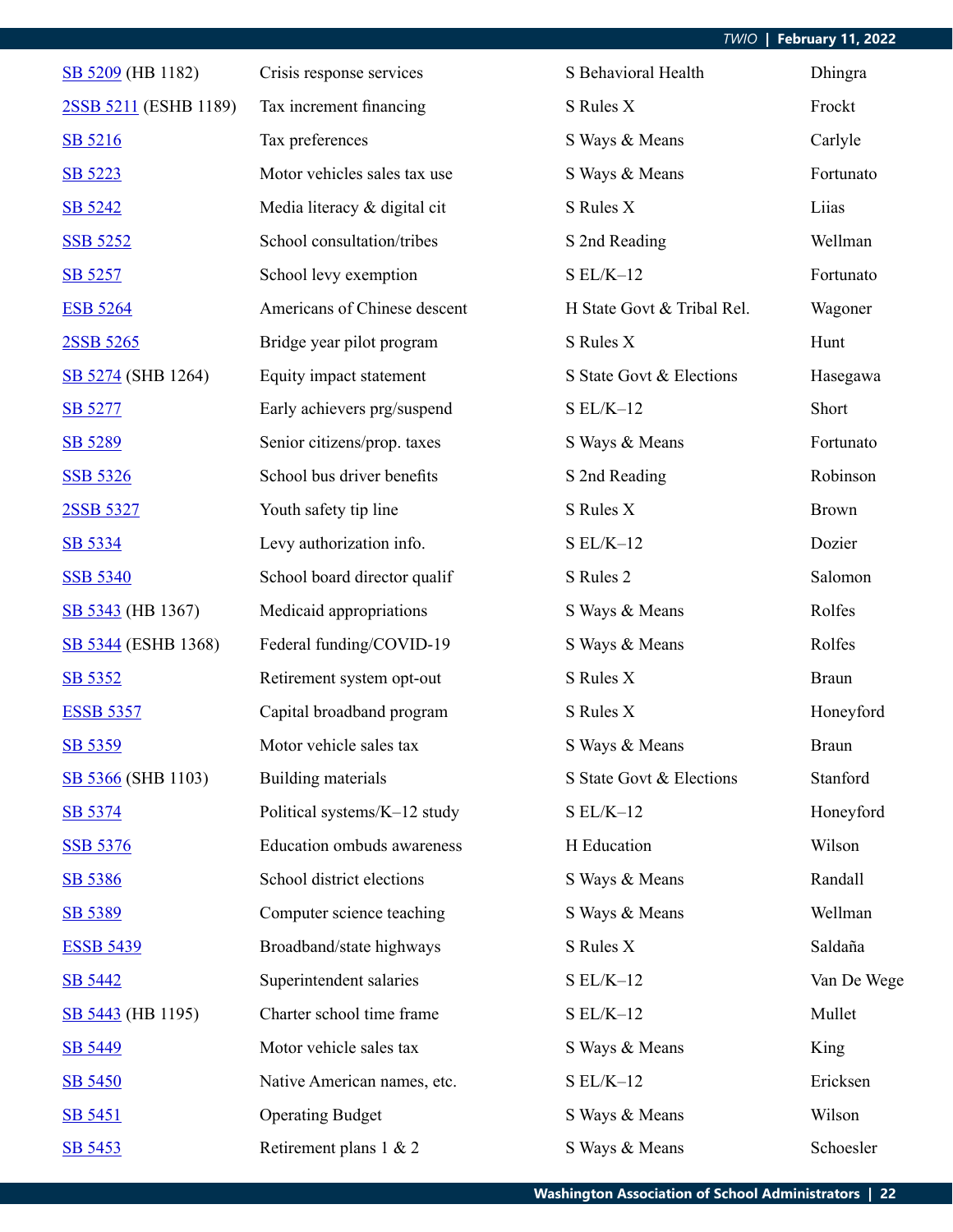| | | | |
|---|---|---|---|
| SB 5209 (HB 1182) | Crisis response services | S Behavioral Health | Dhingra |
| 2SSB 5211 (ESHB 1189) | Tax increment financing | S Rules X | Frockt |
| SB 5216 | Tax preferences | S Ways & Means | Carlyle |
| SB 5223 | Motor vehicles sales tax use | S Ways & Means | Fortunato |
| SB 5242 | Media literacy & digital cit | S Rules X | Liias |
| SSB 5252 | School consultation/tribes | S 2nd Reading | Wellman |
| SB 5257 | School levy exemption | S EL/K–12 | Fortunato |
| ESB 5264 | Americans of Chinese descent | H State Govt & Tribal Rel. | Wagoner |
| 2SSB 5265 | Bridge year pilot program | S Rules X | Hunt |
| SB 5274 (SHB 1264) | Equity impact statement | S State Govt & Elections | Hasegawa |
| SB 5277 | Early achievers prg/suspend | S EL/K–12 | Short |
| SB 5289 | Senior citizens/prop. taxes | S Ways & Means | Fortunato |
| SSB 5326 | School bus driver benefits | S 2nd Reading | Robinson |
| 2SSB 5327 | Youth safety tip line | S Rules X | Brown |
| SB 5334 | Levy authorization info. | S EL/K–12 | Dozier |
| SSB 5340 | School board director qualif | S Rules 2 | Salomon |
| SB 5343 (HB 1367) | Medicaid appropriations | S Ways & Means | Rolfes |
| SB 5344 (ESHB 1368) | Federal funding/COVID-19 | S Ways & Means | Rolfes |
| SB 5352 | Retirement system opt-out | S Rules X | Braun |
| ESSB 5357 | Capital broadband program | S Rules X | Honeyford |
| SB 5359 | Motor vehicle sales tax | S Ways & Means | Braun |
| SB 5366 (SHB 1103) | Building materials | S State Govt & Elections | Stanford |
| SB 5374 | Political systems/K–12 study | S EL/K–12 | Honeyford |
| SSB 5376 | Education ombuds awareness | H Education | Wilson |
| SB 5386 | School district elections | S Ways & Means | Randall |
| SB 5389 | Computer science teaching | S Ways & Means | Wellman |
| ESSB 5439 | Broadband/state highways | S Rules X | Saldaña |
| SB 5442 | Superintendent salaries | S EL/K–12 | Van De Wege |
| SB 5443 (HB 1195) | Charter school time frame | S EL/K–12 | Mullet |
| SB 5449 | Motor vehicle sales tax | S Ways & Means | King |
| SB 5450 | Native American names, etc. | S EL/K–12 | Ericksen |
| SB 5451 | Operating Budget | S Ways & Means | Wilson |
| SB 5453 | Retirement plans 1 & 2 | S Ways & Means | Schoesler |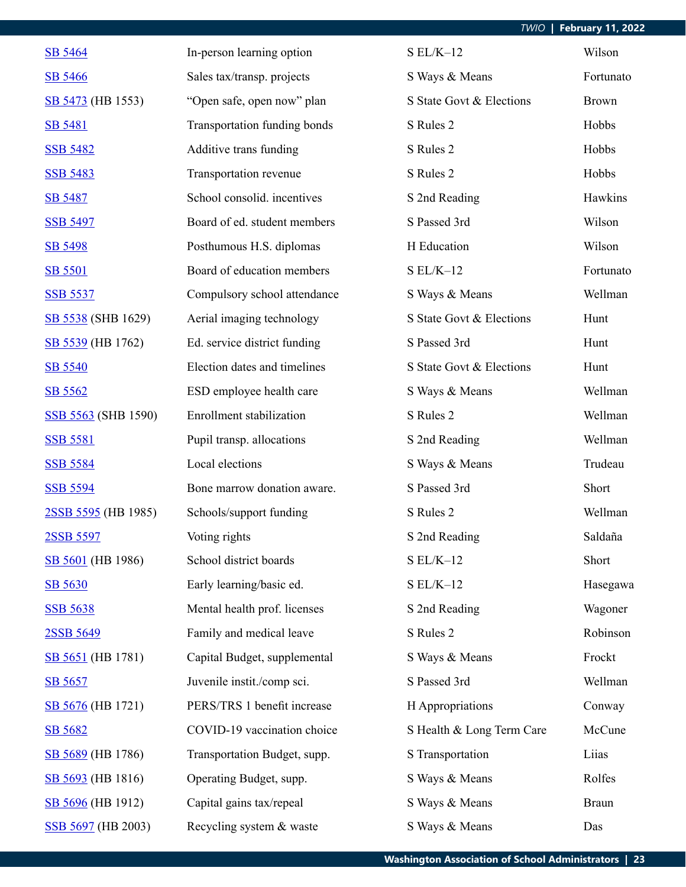| | | | |
|---|---|---|---|
| SB 5464 | In-person learning option | S EL/K–12 | Wilson |
| SB 5466 | Sales tax/transp. projects | S Ways & Means | Fortunato |
| SB 5473 (HB 1553) | "Open safe, open now" plan | S State Govt & Elections | Brown |
| SB 5481 | Transportation funding bonds | S Rules 2 | Hobbs |
| SSB 5482 | Additive trans funding | S Rules 2 | Hobbs |
| SSB 5483 | Transportation revenue | S Rules 2 | Hobbs |
| SB 5487 | School consolid. incentives | S 2nd Reading | Hawkins |
| SSB 5497 | Board of ed. student members | S Passed 3rd | Wilson |
| SB 5498 | Posthumous H.S. diplomas | H Education | Wilson |
| SB 5501 | Board of education members | S EL/K–12 | Fortunato |
| SSB 5537 | Compulsory school attendance | S Ways & Means | Wellman |
| SB 5538 (SHB 1629) | Aerial imaging technology | S State Govt & Elections | Hunt |
| SB 5539 (HB 1762) | Ed. service district funding | S Passed 3rd | Hunt |
| SB 5540 | Election dates and timelines | S State Govt & Elections | Hunt |
| SB 5562 | ESD employee health care | S Ways & Means | Wellman |
| SSB 5563 (SHB 1590) | Enrollment stabilization | S Rules 2 | Wellman |
| SSB 5581 | Pupil transp. allocations | S 2nd Reading | Wellman |
| SSB 5584 | Local elections | S Ways & Means | Trudeau |
| SSB 5594 | Bone marrow donation aware. | S Passed 3rd | Short |
| 2SSB 5595 (HB 1985) | Schools/support funding | S Rules 2 | Wellman |
| 2SSB 5597 | Voting rights | S 2nd Reading | Saldaña |
| SB 5601 (HB 1986) | School district boards | S EL/K–12 | Short |
| SB 5630 | Early learning/basic ed. | S EL/K–12 | Hasegawa |
| SSB 5638 | Mental health prof. licenses | S 2nd Reading | Wagoner |
| 2SSB 5649 | Family and medical leave | S Rules 2 | Robinson |
| SB 5651 (HB 1781) | Capital Budget, supplemental | S Ways & Means | Frockt |
| SB 5657 | Juvenile instit./comp sci. | S Passed 3rd | Wellman |
| SB 5676 (HB 1721) | PERS/TRS 1 benefit increase | H Appropriations | Conway |
| SB 5682 | COVID-19 vaccination choice | S Health & Long Term Care | McCune |
| SB 5689 (HB 1786) | Transportation Budget, supp. | S Transportation | Liias |
| SB 5693 (HB 1816) | Operating Budget, supp. | S Ways & Means | Rolfes |
| SB 5696 (HB 1912) | Capital gains tax/repeal | S Ways & Means | Braun |
| SSB 5697 (HB 2003) | Recycling system & waste | S Ways & Means | Das |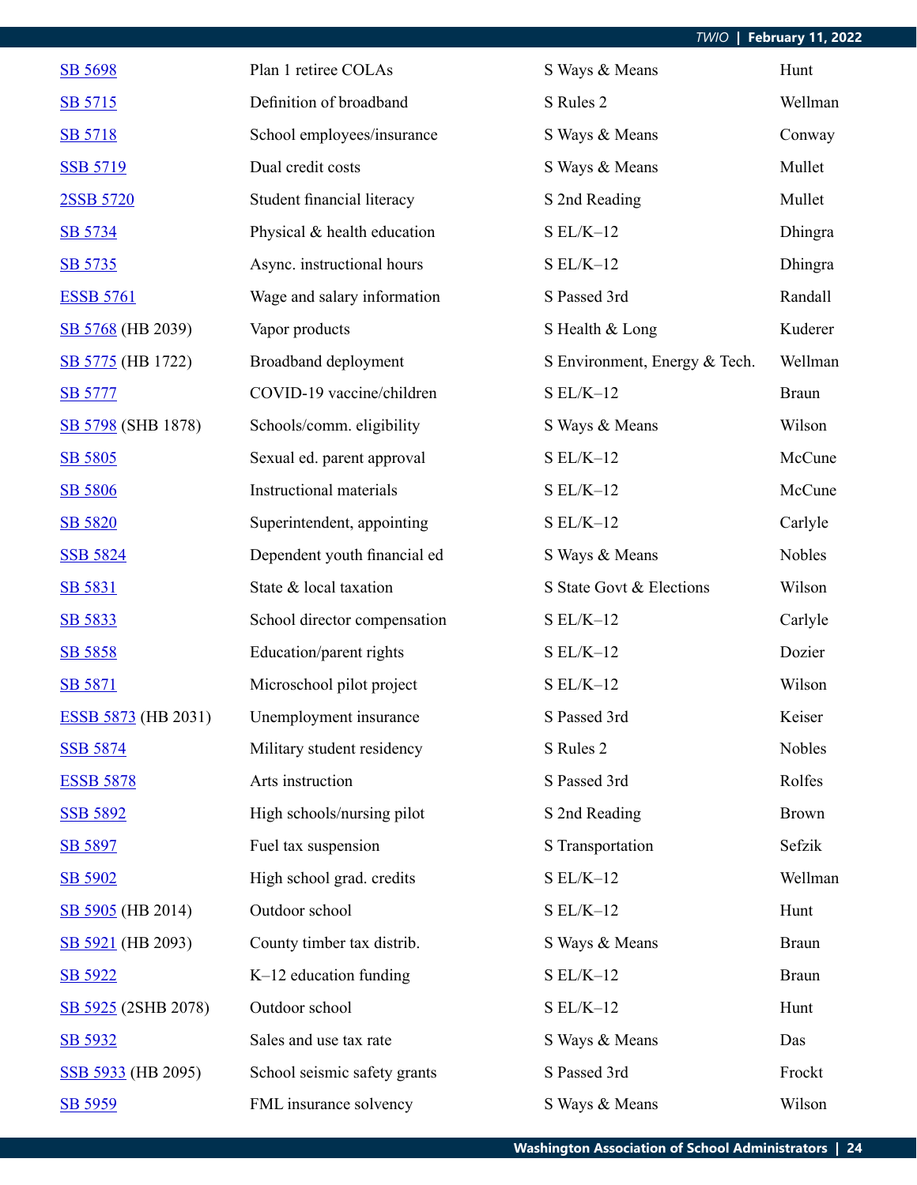| | | | |
|---|---|---|---|
| SB 5698 | Plan 1 retiree COLAs | S Ways & Means | Hunt |
| SB 5715 | Definition of broadband | S Rules 2 | Wellman |
| SB 5718 | School employees/insurance | S Ways & Means | Conway |
| SSB 5719 | Dual credit costs | S Ways & Means | Mullet |
| 2SSB 5720 | Student financial literacy | S 2nd Reading | Mullet |
| SB 5734 | Physical & health education | S EL/K–12 | Dhingra |
| SB 5735 | Async. instructional hours | S EL/K–12 | Dhingra |
| ESSB 5761 | Wage and salary information | S Passed 3rd | Randall |
| SB 5768 (HB 2039) | Vapor products | S Health & Long | Kuderer |
| SB 5775 (HB 1722) | Broadband deployment | S Environment, Energy & Tech. | Wellman |
| SB 5777 | COVID-19 vaccine/children | S EL/K–12 | Braun |
| SB 5798 (SHB 1878) | Schools/comm. eligibility | S Ways & Means | Wilson |
| SB 5805 | Sexual ed. parent approval | S EL/K–12 | McCune |
| SB 5806 | Instructional materials | S EL/K–12 | McCune |
| SB 5820 | Superintendent, appointing | S EL/K–12 | Carlyle |
| SSB 5824 | Dependent youth financial ed | S Ways & Means | Nobles |
| SB 5831 | State & local taxation | S State Govt & Elections | Wilson |
| SB 5833 | School director compensation | S EL/K–12 | Carlyle |
| SB 5858 | Education/parent rights | S EL/K–12 | Dozier |
| SB 5871 | Microschool pilot project | S EL/K–12 | Wilson |
| ESSB 5873 (HB 2031) | Unemployment insurance | S Passed 3rd | Keiser |
| SSB 5874 | Military student residency | S Rules 2 | Nobles |
| ESSB 5878 | Arts instruction | S Passed 3rd | Rolfes |
| SSB 5892 | High schools/nursing pilot | S 2nd Reading | Brown |
| SB 5897 | Fuel tax suspension | S Transportation | Sefzik |
| SB 5902 | High school grad. credits | S EL/K–12 | Wellman |
| SB 5905 (HB 2014) | Outdoor school | S EL/K–12 | Hunt |
| SB 5921 (HB 2093) | County timber tax distrib. | S Ways & Means | Braun |
| SB 5922 | K–12 education funding | S EL/K–12 | Braun |
| SB 5925 (2SHB 2078) | Outdoor school | S EL/K–12 | Hunt |
| SB 5932 | Sales and use tax rate | S Ways & Means | Das |
| SSB 5933 (HB 2095) | School seismic safety grants | S Passed 3rd | Frockt |
| SB 5959 | FML insurance solvency | S Ways & Means | Wilson |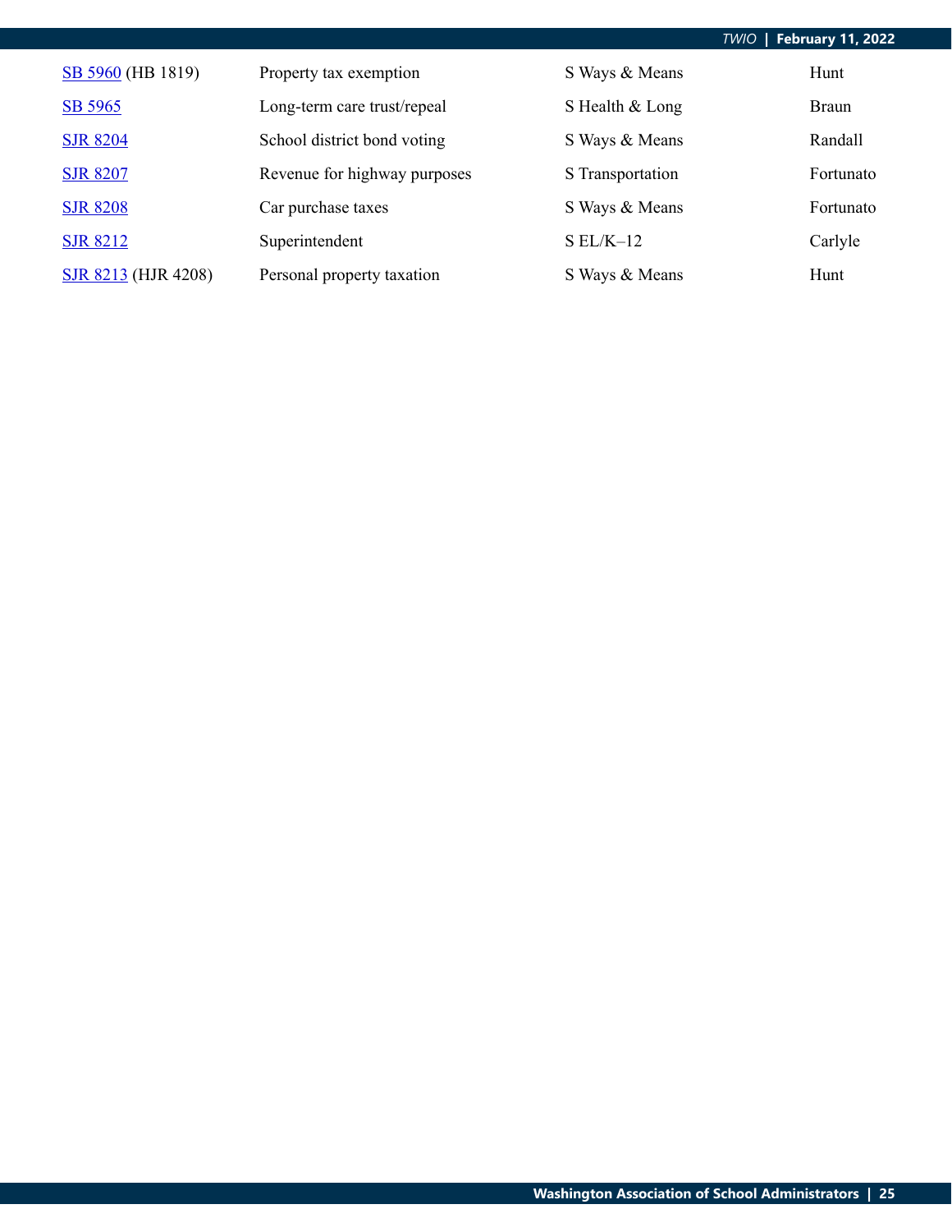| | | | |
|---|---|---|---|
| SB 5960 (HB 1819) | Property tax exemption | S Ways & Means | Hunt |
| SB 5965 | Long-term care trust/repeal | S Health & Long | Braun |
| SJR 8204 | School district bond voting | S Ways & Means | Randall |
| SJR 8207 | Revenue for highway purposes | S Transportation | Fortunato |
| SJR 8208 | Car purchase taxes | S Ways & Means | Fortunato |
| SJR 8212 | Superintendent | S EL/K–12 | Carlyle |
| SJR 8213 (HJR 4208) | Personal property taxation | S Ways & Means | Hunt |